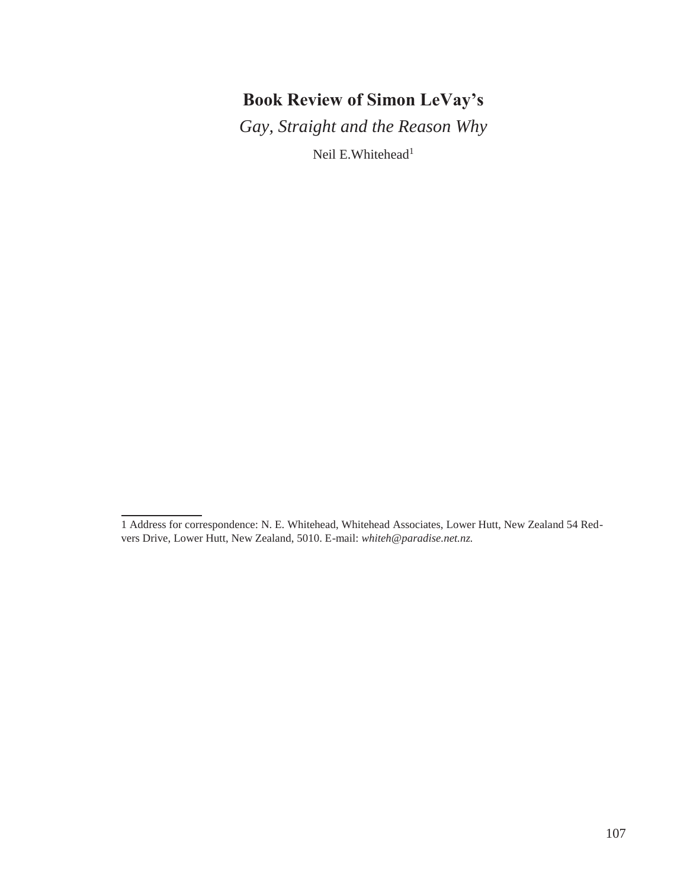# Book Review of Simon LeVay's

*Gay, Straight and the Reason Why*

Neil E.Whitehead[1]

[1] Address for correspondence: N. E. Whitehead, Whitehead Associates, Lower Hutt, New Zealand 54 Redvers Drive, Lower Hutt, New Zealand, 5010. E-mail: *whiteh@paradise.net.nz.*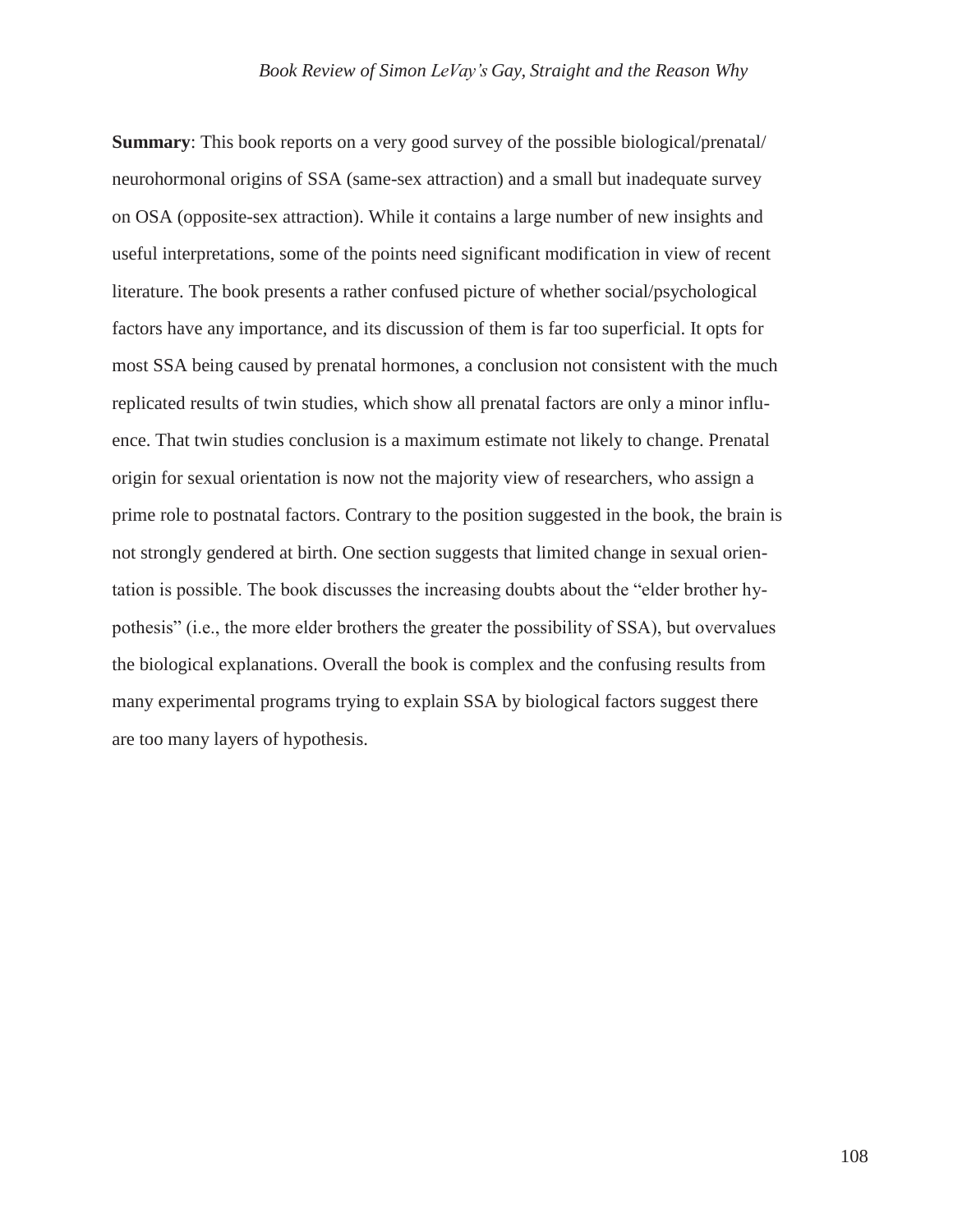**Summary**: This book reports on a very good survey of the possible biological/prenatal/neurohormonal origins of SSA (same-sex attraction) and a small but inadequate survey on OSA (opposite-sex attraction). While it contains a large number of new insights and useful interpretations, some of the points need significant modification in view of recent literature. The book presents a rather confused picture of whether social/psychological factors have any importance, and its discussion of them is far too superficial. It opts for most SSA being caused by prenatal hormones, a conclusion not consistent with the much replicated results of twin studies, which show all prenatal factors are only a minor influence. That twin studies conclusion is a maximum estimate not likely to change. Prenatal origin for sexual orientation is now not the majority view of researchers, who assign a prime role to postnatal factors. Contrary to the position suggested in the book, the brain is not strongly gendered at birth. One section suggests that limited change in sexual orientation is possible. The book discusses the increasing doubts about the "elder brother hypothesis" (i.e., the more elder brothers the greater the possibility of SSA), but overvalues the biological explanations. Overall the book is complex and the confusing results from many experimental programs trying to explain SSA by biological factors suggest there are too many layers of hypothesis.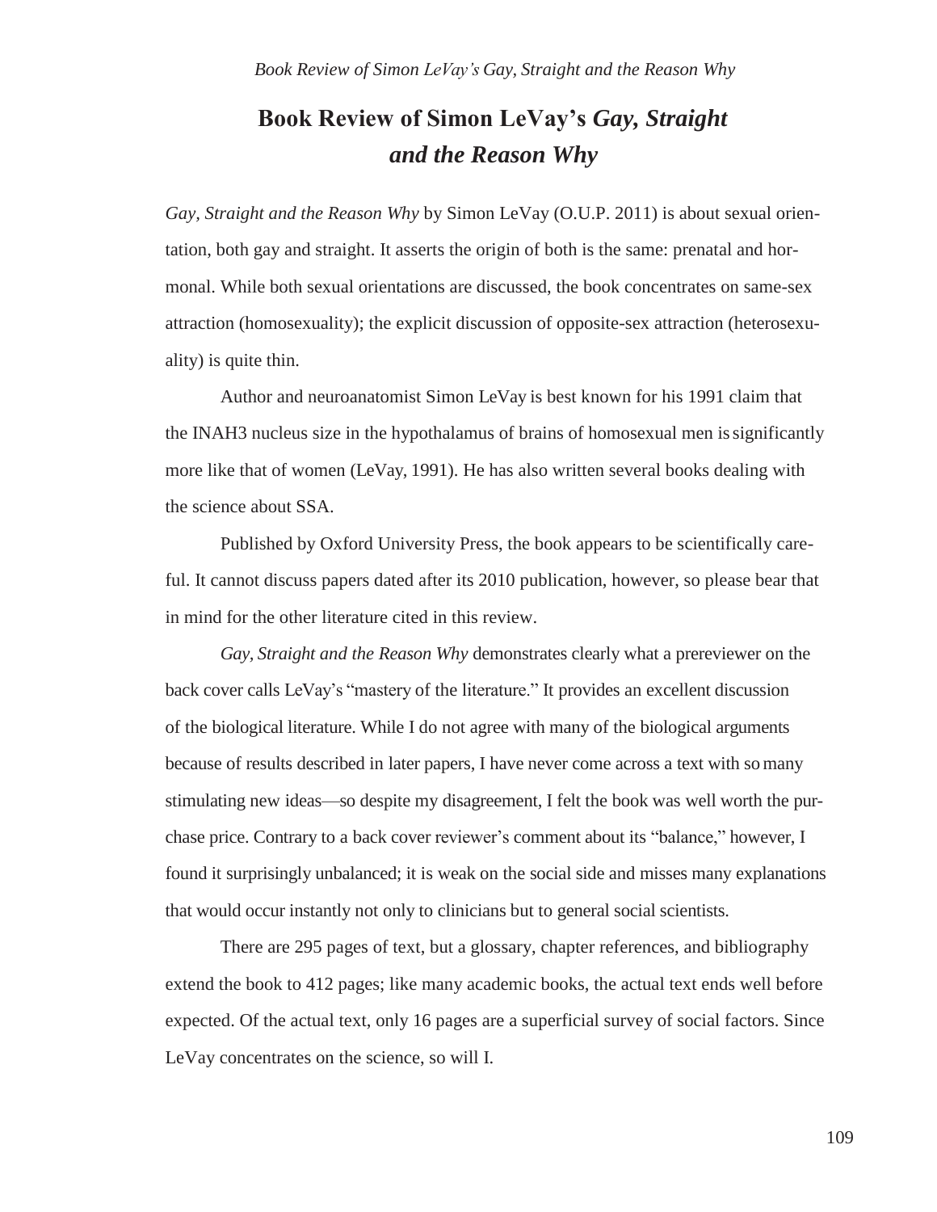# Book Review of Simon LeVay's *Gay, Straight and the Reason Why*

*Gay, Straight and the Reason Why* by Simon LeVay (O.U.P. 2011) is about sexual orientation, both gay and straight. It asserts the origin of both is the same: prenatal and hormonal. While both sexual orientations are discussed, the book concentrates on same-sex attraction (homosexuality); the explicit discussion of opposite-sex attraction (heterosexuality) is quite thin.

Author and neuroanatomist Simon LeVay is best known for his 1991 claim that the INAH3 nucleus size in the hypothalamus of brains of homosexual men is significantly more like that of women (LeVay, 1991). He has also written several books dealing with the science about SSA.

Published by Oxford University Press, the book appears to be scientifically careful. It cannot discuss papers dated after its 2010 publication, however, so please bear that in mind for the other literature cited in this review.

*Gay, Straight and the Reason Why* demonstrates clearly what a prereviewer on the back cover calls LeVay's "mastery of the literature." It provides an excellent discussion of the biological literature. While I do not agree with many of the biological arguments because of results described in later papers, I have never come across a text with so many stimulating new ideas—so despite my disagreement, I felt the book was well worth the purchase price. Contrary to a back cover reviewer's comment about its "balance," however, I found it surprisingly unbalanced; it is weak on the social side and misses many explanations that would occur instantly not only to clinicians but to general social scientists.

There are 295 pages of text, but a glossary, chapter references, and bibliography extend the book to 412 pages; like many academic books, the actual text ends well before expected. Of the actual text, only 16 pages are a superficial survey of social factors. Since LeVay concentrates on the science, so will I.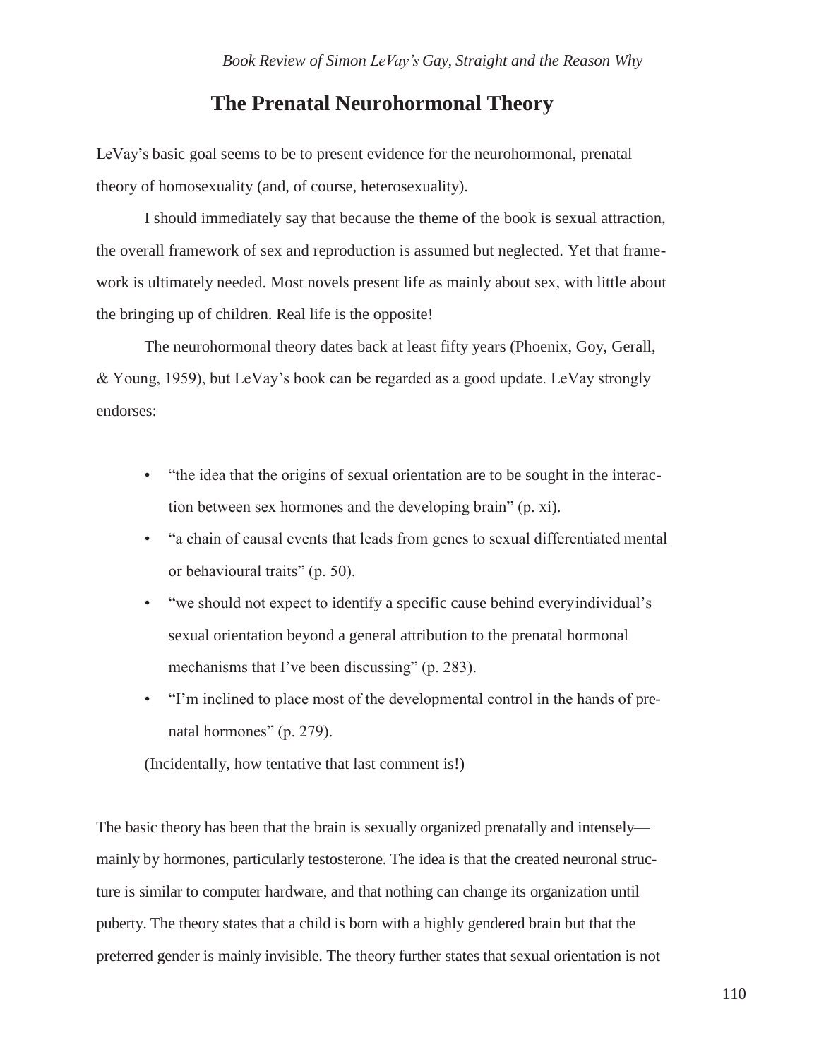## The Prenatal Neurohormonal Theory

LeVay's basic goal seems to be to present evidence for the neurohormonal, prenatal theory of homosexuality (and, of course, heterosexuality).

I should immediately say that because the theme of the book is sexual attraction, the overall framework of sex and reproduction is assumed but neglected. Yet that framework is ultimately needed. Most novels present life as mainly about sex, with little about the bringing up of children. Real life is the opposite!

The neurohormonal theory dates back at least fifty years (Phoenix, Goy, Gerall, & Young, 1959), but LeVay's book can be regarded as a good update. LeVay strongly endorses:

- "the idea that the origins of sexual orientation are to be sought in the interaction between sex hormones and the developing brain" (p. xi).
- "a chain of causal events that leads from genes to sexual differentiated mental or behavioural traits" (p. 50).
- "we should not expect to identify a specific cause behind every individual's sexual orientation beyond a general attribution to the prenatal hormonal mechanisms that I've been discussing" (p. 283).
- "I'm inclined to place most of the developmental control in the hands of prenatal hormones" (p. 279).

(Incidentally, how tentative that last comment is!)

The basic theory has been that the brain is sexually organized prenatally and intensely—mainly by hormones, particularly testosterone. The idea is that the created neuronal structure is similar to computer hardware, and that nothing can change its organization until puberty. The theory states that a child is born with a highly gendered brain but that the preferred gender is mainly invisible. The theory further states that sexual orientation is not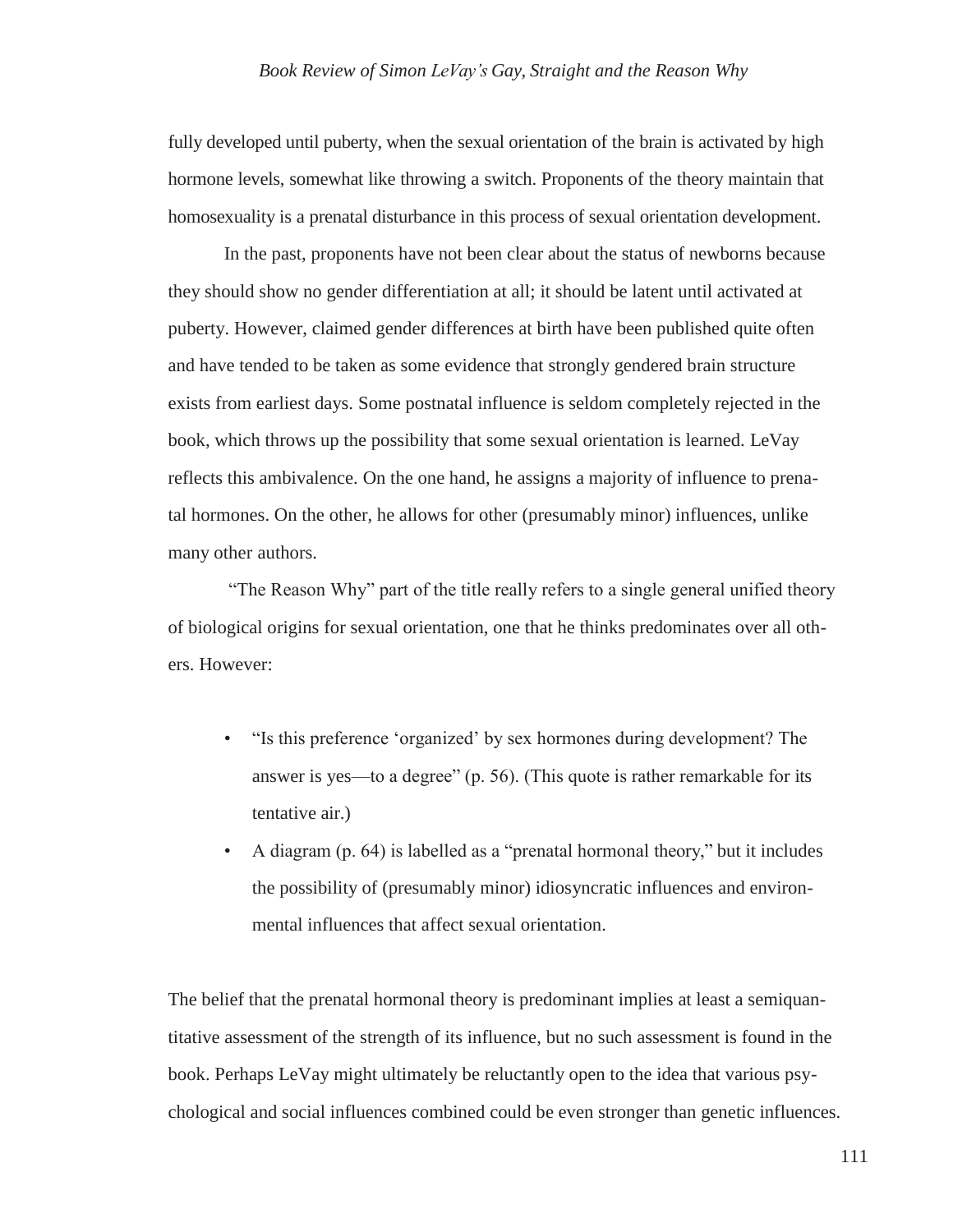fully developed until puberty, when the sexual orientation of the brain is activated by high hormone levels, somewhat like throwing a switch. Proponents of the theory maintain that homosexuality is a prenatal disturbance in this process of sexual orientation development.

In the past, proponents have not been clear about the status of newborns because they should show no gender differentiation at all; it should be latent until activated at puberty. However, claimed gender differences at birth have been published quite often and have tended to be taken as some evidence that strongly gendered brain structure exists from earliest days. Some postnatal influence is seldom completely rejected in the book, which throws up the possibility that some sexual orientation is learned. LeVay reflects this ambivalence. On the one hand, he assigns a majority of influence to prenatal hormones. On the other, he allows for other (presumably minor) influences, unlike many other authors.

"The Reason Why" part of the title really refers to a single general unified theory of biological origins for sexual orientation, one that he thinks predominates over all others. However:

- "Is this preference 'organized' by sex hormones during development? The answer is yes—to a degree" (p. 56). (This quote is rather remarkable for its tentative air.)
- A diagram (p. 64) is labelled as a "prenatal hormonal theory," but it includes the possibility of (presumably minor) idiosyncratic influences and environmental influences that affect sexual orientation.

The belief that the prenatal hormonal theory is predominant implies at least a semiquantitative assessment of the strength of its influence, but no such assessment is found in the book. Perhaps LeVay might ultimately be reluctantly open to the idea that various psychological and social influences combined could be even stronger than genetic influences.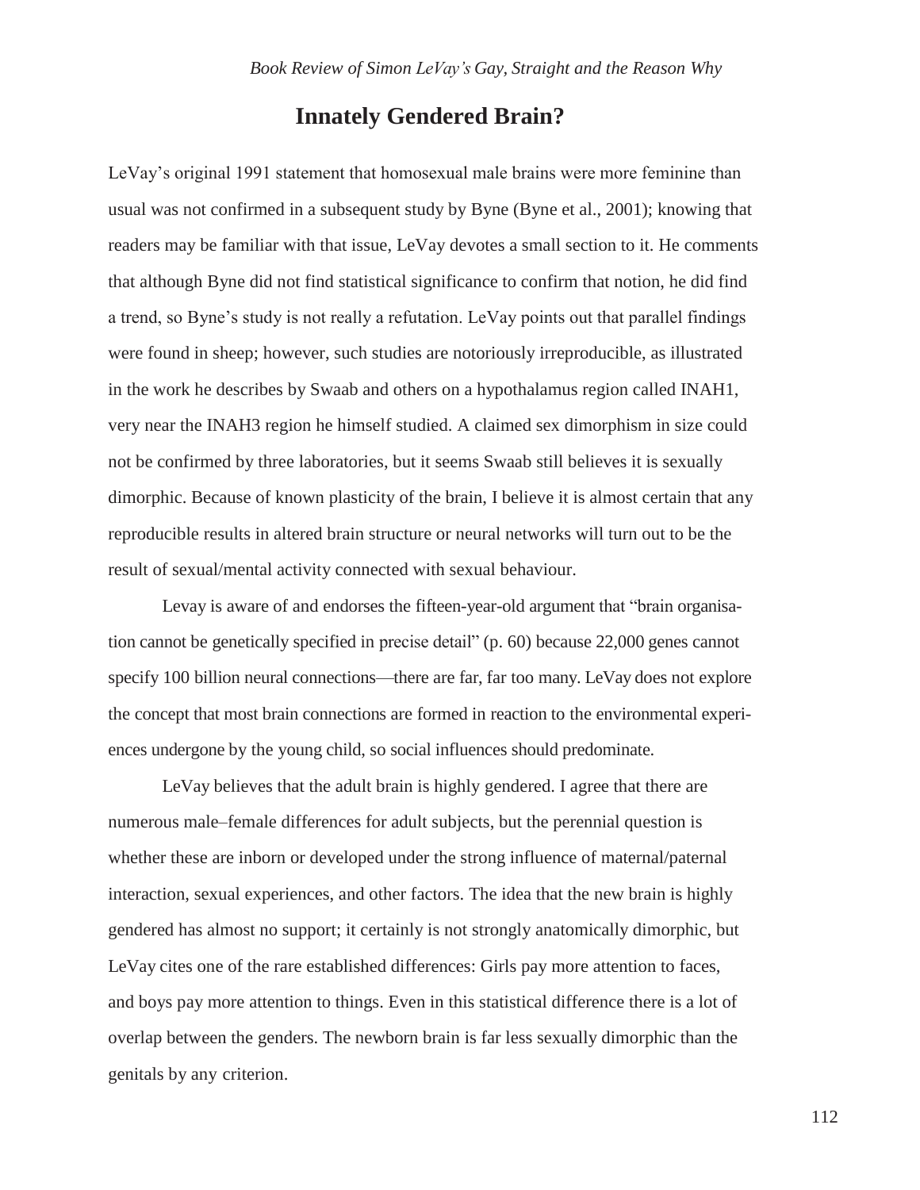## Innately Gendered Brain?

LeVay's original 1991 statement that homosexual male brains were more feminine than usual was not confirmed in a subsequent study by Byne (Byne et al., 2001); knowing that readers may be familiar with that issue, LeVay devotes a small section to it. He comments that although Byne did not find statistical significance to confirm that notion, he did find a trend, so Byne's study is not really a refutation. LeVay points out that parallel findings were found in sheep; however, such studies are notoriously irreproducible, as illustrated in the work he describes by Swaab and others on a hypothalamus region called INAH1, very near the INAH3 region he himself studied. A claimed sex dimorphism in size could not be confirmed by three laboratories, but it seems Swaab still believes it is sexually dimorphic. Because of known plasticity of the brain, I believe it is almost certain that any reproducible results in altered brain structure or neural networks will turn out to be the result of sexual/mental activity connected with sexual behaviour.

Levay is aware of and endorses the fifteen-year-old argument that "brain organisation cannot be genetically specified in precise detail" (p. 60) because 22,000 genes cannot specify 100 billion neural connections—there are far, far too many. LeVay does not explore the concept that most brain connections are formed in reaction to the environmental experiences undergone by the young child, so social influences should predominate.

LeVay believes that the adult brain is highly gendered. I agree that there are numerous male–female differences for adult subjects, but the perennial question is whether these are inborn or developed under the strong influence of maternal/paternal interaction, sexual experiences, and other factors. The idea that the new brain is highly gendered has almost no support; it certainly is not strongly anatomically dimorphic, but LeVay cites one of the rare established differences: Girls pay more attention to faces, and boys pay more attention to things. Even in this statistical difference there is a lot of overlap between the genders. The newborn brain is far less sexually dimorphic than the genitals by any criterion.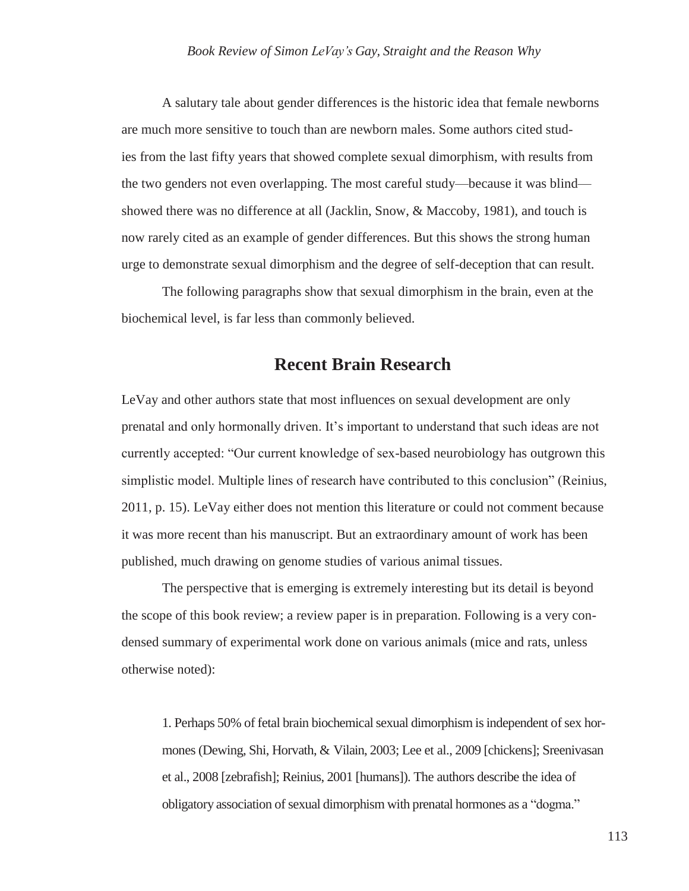A salutary tale about gender differences is the historic idea that female newborns are much more sensitive to touch than are newborn males. Some authors cited studies from the last fifty years that showed complete sexual dimorphism, with results from the two genders not even overlapping. The most careful study—because it was blind—showed there was no difference at all (Jacklin, Snow, & Maccoby, 1981), and touch is now rarely cited as an example of gender differences. But this shows the strong human urge to demonstrate sexual dimorphism and the degree of self-deception that can result.

The following paragraphs show that sexual dimorphism in the brain, even at the biochemical level, is far less than commonly believed.

## Recent Brain Research

LeVay and other authors state that most influences on sexual development are only prenatal and only hormonally driven. It's important to understand that such ideas are not currently accepted: "Our current knowledge of sex-based neurobiology has outgrown this simplistic model. Multiple lines of research have contributed to this conclusion" (Reinius, 2011, p. 15). LeVay either does not mention this literature or could not comment because it was more recent than his manuscript. But an extraordinary amount of work has been published, much drawing on genome studies of various animal tissues.

The perspective that is emerging is extremely interesting but its detail is beyond the scope of this book review; a review paper is in preparation. Following is a very condensed summary of experimental work done on various animals (mice and rats, unless otherwise noted):

> 1. Perhaps 50% of fetal brain biochemical sexual dimorphism is independent of sex hormones (Dewing, Shi, Horvath, & Vilain, 2003; Lee et al., 2009 [chickens]; Sreenivasan et al., 2008 [zebrafish]; Reinius, 2001 [humans]). The authors describe the idea of obligatory association of sexual dimorphism with prenatal hormones as a "dogma."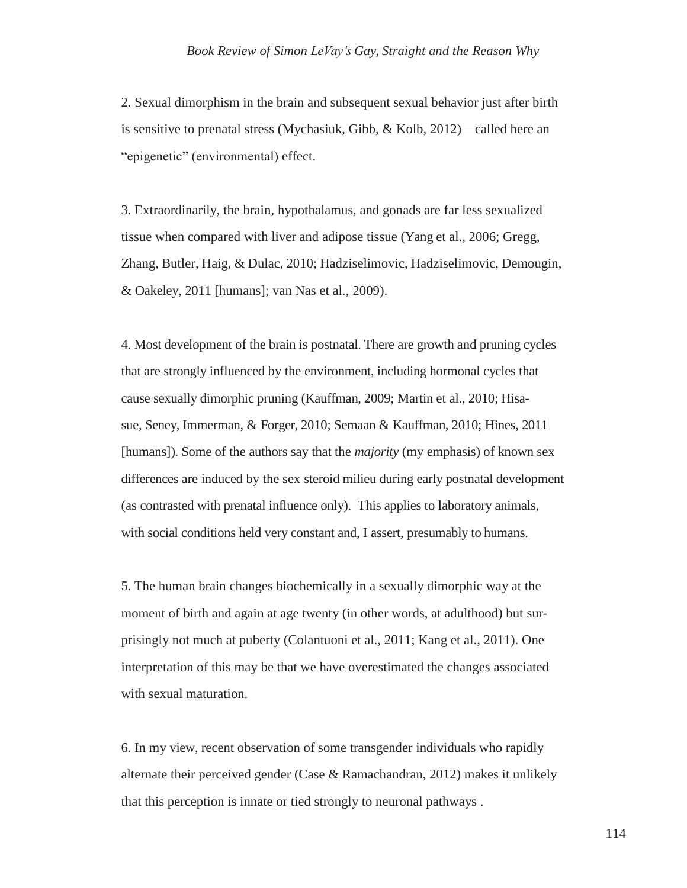2. Sexual dimorphism in the brain and subsequent sexual behavior just after birth is sensitive to prenatal stress (Mychasiuk, Gibb, & Kolb, 2012)—called here an "epigenetic" (environmental) effect.

3. Extraordinarily, the brain, hypothalamus, and gonads are far less sexualized tissue when compared with liver and adipose tissue (Yang et al., 2006; Gregg, Zhang, Butler, Haig, & Dulac, 2010; Hadziselimovic, Hadziselimovic, Demougin, & Oakeley, 2011 [humans]; van Nas et al., 2009).

4. Most development of the brain is postnatal. There are growth and pruning cycles that are strongly influenced by the environment, including hormonal cycles that cause sexually dimorphic pruning (Kauffman, 2009; Martin et al., 2010; Hisasue, Seney, Immerman, & Forger, 2010; Semaan & Kauffman, 2010; Hines, 2011 [humans]). Some of the authors say that the *majority* (my emphasis) of known sex differences are induced by the sex steroid milieu during early postnatal development (as contrasted with prenatal influence only). This applies to laboratory animals, with social conditions held very constant and, I assert, presumably to humans.

5. The human brain changes biochemically in a sexually dimorphic way at the moment of birth and again at age twenty (in other words, at adulthood) but surprisingly not much at puberty (Colantuoni et al., 2011; Kang et al., 2011). One interpretation of this may be that we have overestimated the changes associated with sexual maturation.

6. In my view, recent observation of some transgender individuals who rapidly alternate their perceived gender (Case & Ramachandran, 2012) makes it unlikely that this perception is innate or tied strongly to neuronal pathways .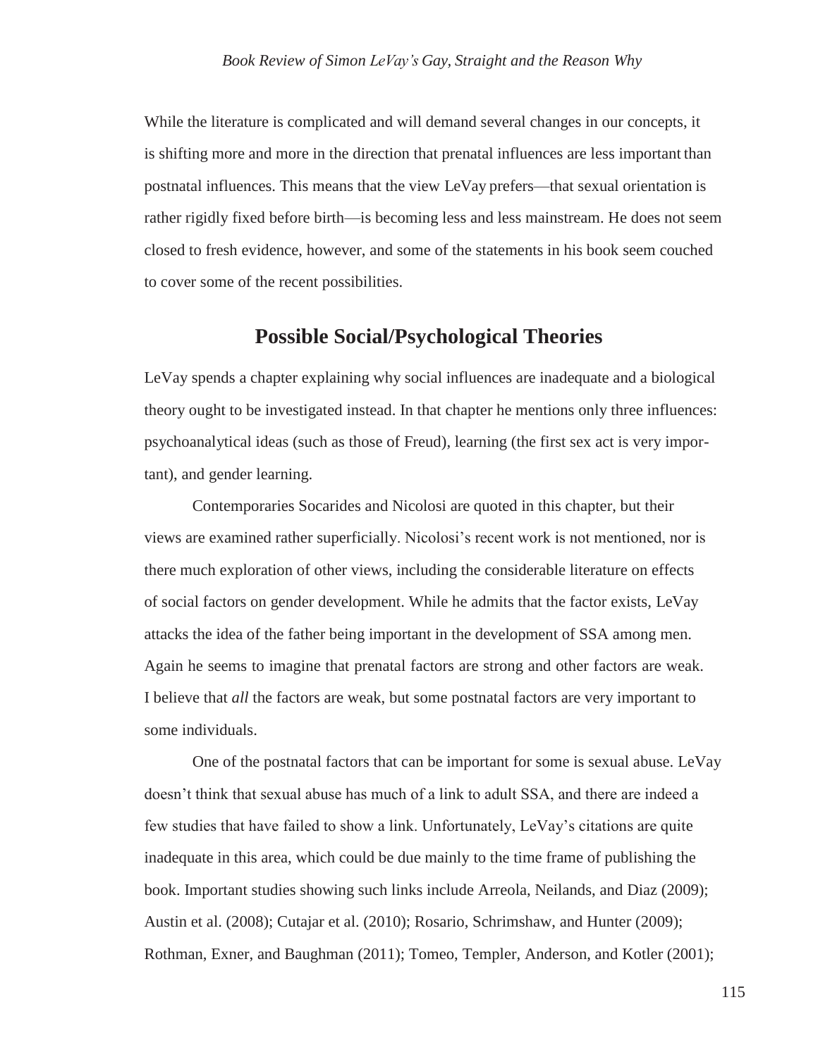While the literature is complicated and will demand several changes in our concepts, it is shifting more and more in the direction that prenatal influences are less important than postnatal influences. This means that the view LeVay prefers—that sexual orientation is rather rigidly fixed before birth—is becoming less and less mainstream. He does not seem closed to fresh evidence, however, and some of the statements in his book seem couched to cover some of the recent possibilities.

## Possible Social/Psychological Theories

LeVay spends a chapter explaining why social influences are inadequate and a biological theory ought to be investigated instead. In that chapter he mentions only three influences: psychoanalytical ideas (such as those of Freud), learning (the first sex act is very important), and gender learning.

Contemporaries Socarides and Nicolosi are quoted in this chapter, but their views are examined rather superficially. Nicolosi's recent work is not mentioned, nor is there much exploration of other views, including the considerable literature on effects of social factors on gender development. While he admits that the factor exists, LeVay attacks the idea of the father being important in the development of SSA among men. Again he seems to imagine that prenatal factors are strong and other factors are weak. I believe that *all* the factors are weak, but some postnatal factors are very important to some individuals.

One of the postnatal factors that can be important for some is sexual abuse. LeVay doesn't think that sexual abuse has much of a link to adult SSA, and there are indeed a few studies that have failed to show a link. Unfortunately, LeVay's citations are quite inadequate in this area, which could be due mainly to the time frame of publishing the book. Important studies showing such links include Arreola, Neilands, and Diaz (2009); Austin et al. (2008); Cutajar et al. (2010); Rosario, Schrimshaw, and Hunter (2009); Rothman, Exner, and Baughman (2011); Tomeo, Templer, Anderson, and Kotler (2001);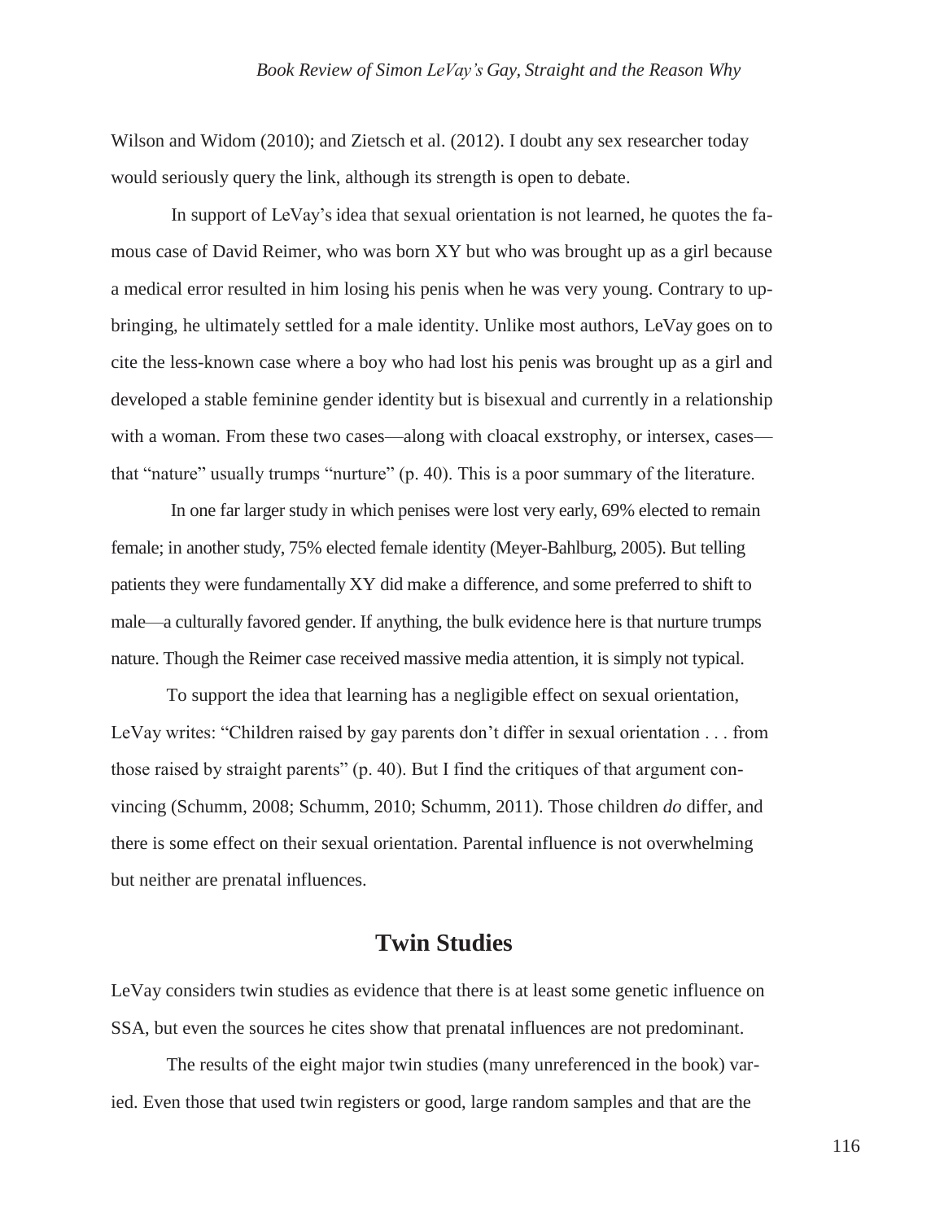Wilson and Widom (2010); and Zietsch et al. (2012). I doubt any sex researcher today would seriously query the link, although its strength is open to debate.

In support of LeVay's idea that sexual orientation is not learned, he quotes the famous case of David Reimer, who was born XY but who was brought up as a girl because a medical error resulted in him losing his penis when he was very young. Contrary to upbringing, he ultimately settled for a male identity. Unlike most authors, LeVay goes on to cite the less-known case where a boy who had lost his penis was brought up as a girl and developed a stable feminine gender identity but is bisexual and currently in a relationship with a woman. From these two cases—along with cloacal exstrophy, or intersex, cases—that "nature" usually trumps "nurture" (p. 40). This is a poor summary of the literature.

In one far larger study in which penises were lost very early, 69% elected to remain female; in another study, 75% elected female identity (Meyer-Bahlburg, 2005). But telling patients they were fundamentally XY did make a difference, and some preferred to shift to male—a culturally favored gender. If anything, the bulk evidence here is that nurture trumps nature. Though the Reimer case received massive media attention, it is simply not typical.

To support the idea that learning has a negligible effect on sexual orientation, LeVay writes: "Children raised by gay parents don't differ in sexual orientation . . . from those raised by straight parents" (p. 40). But I find the critiques of that argument convincing (Schumm, 2008; Schumm, 2010; Schumm, 2011). Those children *do* differ, and there is some effect on their sexual orientation. Parental influence is not overwhelming but neither are prenatal influences.

## Twin Studies

LeVay considers twin studies as evidence that there is at least some genetic influence on SSA, but even the sources he cites show that prenatal influences are not predominant.

The results of the eight major twin studies (many unreferenced in the book) varied. Even those that used twin registers or good, large random samples and that are the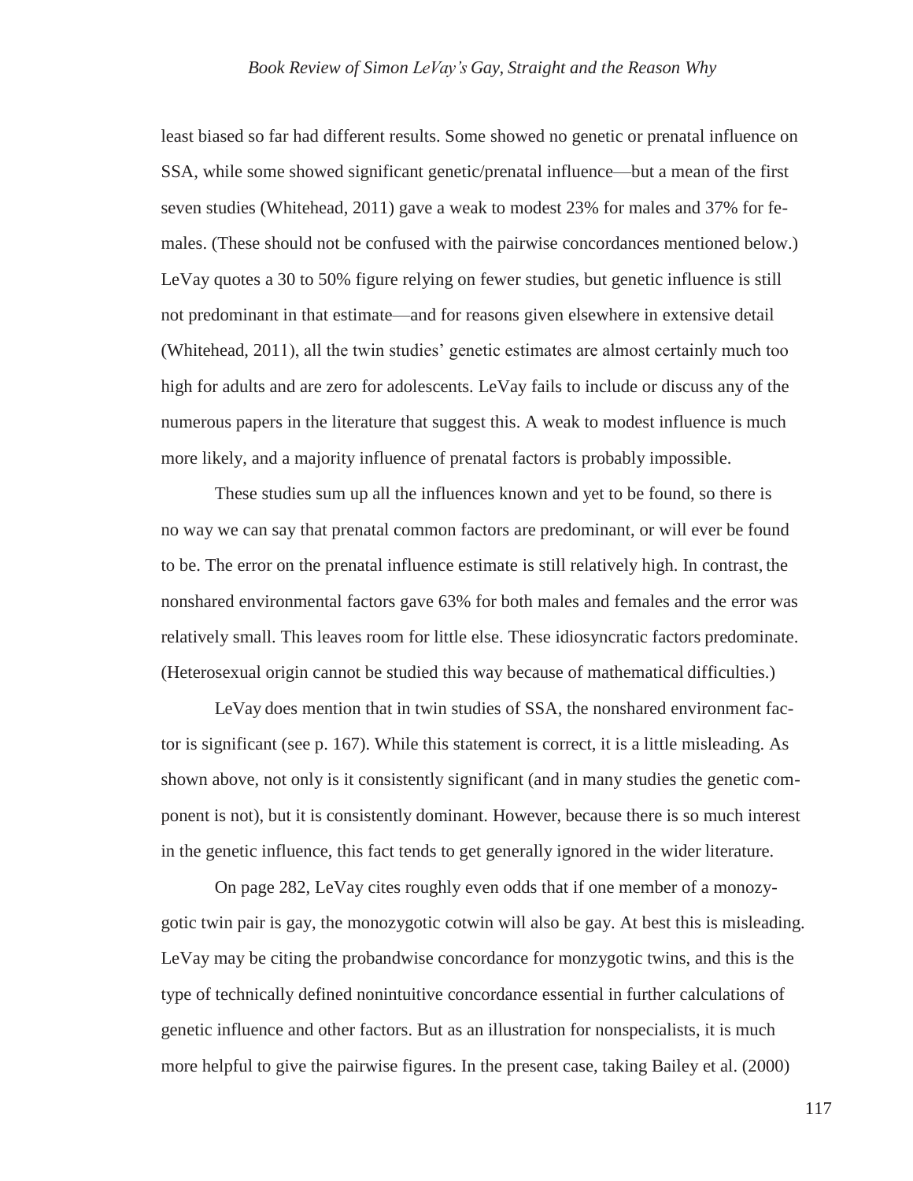least biased so far had different results. Some showed no genetic or prenatal influence on SSA, while some showed significant genetic/prenatal influence—but a mean of the first seven studies (Whitehead, 2011) gave a weak to modest 23% for males and 37% for females. (These should not be confused with the pairwise concordances mentioned below.) LeVay quotes a 30 to 50% figure relying on fewer studies, but genetic influence is still not predominant in that estimate—and for reasons given elsewhere in extensive detail (Whitehead, 2011), all the twin studies' genetic estimates are almost certainly much too high for adults and are zero for adolescents. LeVay fails to include or discuss any of the numerous papers in the literature that suggest this. A weak to modest influence is much more likely, and a majority influence of prenatal factors is probably impossible.

These studies sum up all the influences known and yet to be found, so there is no way we can say that prenatal common factors are predominant, or will ever be found to be. The error on the prenatal influence estimate is still relatively high. In contrast, the nonshared environmental factors gave 63% for both males and females and the error was relatively small. This leaves room for little else. These idiosyncratic factors predominate. (Heterosexual origin cannot be studied this way because of mathematical difficulties.)

LeVay does mention that in twin studies of SSA, the nonshared environment factor is significant (see p. 167). While this statement is correct, it is a little misleading. As shown above, not only is it consistently significant (and in many studies the genetic component is not), but it is consistently dominant. However, because there is so much interest in the genetic influence, this fact tends to get generally ignored in the wider literature.

On page 282, LeVay cites roughly even odds that if one member of a monozygotic twin pair is gay, the monozygotic cotwin will also be gay. At best this is misleading. LeVay may be citing the probandwise concordance for monzygotic twins, and this is the type of technically defined nonintuitive concordance essential in further calculations of genetic influence and other factors. But as an illustration for nonspecialists, it is much more helpful to give the pairwise figures. In the present case, taking Bailey et al. (2000)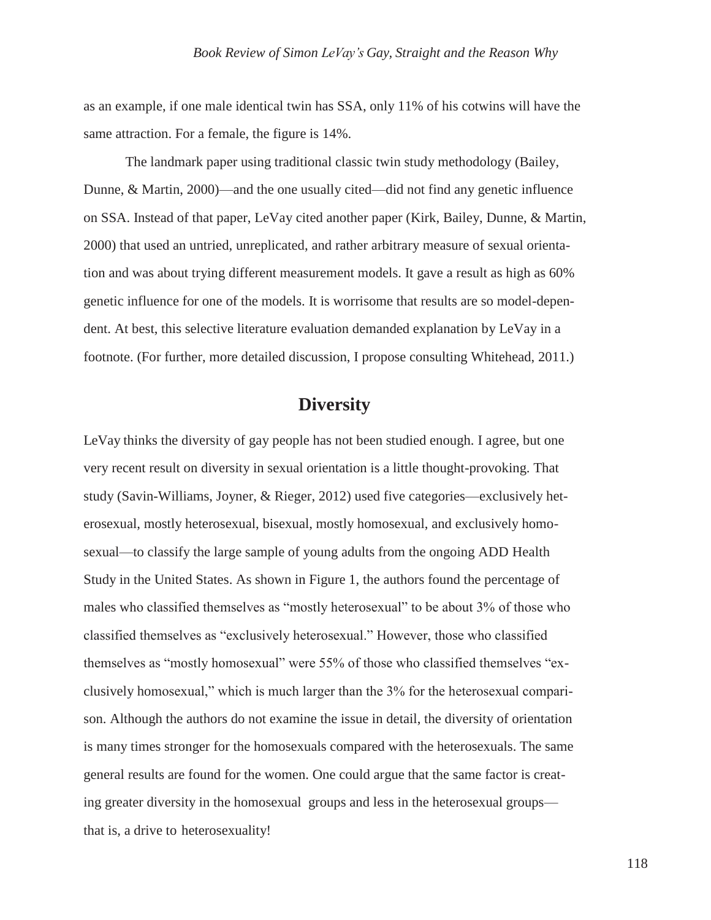as an example, if one male identical twin has SSA, only 11% of his cotwins will have the same attraction. For a female, the figure is 14%.

The landmark paper using traditional classic twin study methodology (Bailey, Dunne, & Martin, 2000)—and the one usually cited—did not find any genetic influence on SSA. Instead of that paper, LeVay cited another paper (Kirk, Bailey, Dunne, & Martin, 2000) that used an untried, unreplicated, and rather arbitrary measure of sexual orientation and was about trying different measurement models. It gave a result as high as 60% genetic influence for one of the models. It is worrisome that results are so model-dependent. At best, this selective literature evaluation demanded explanation by LeVay in a footnote. (For further, more detailed discussion, I propose consulting Whitehead, 2011.)

## Diversity

LeVay thinks the diversity of gay people has not been studied enough. I agree, but one very recent result on diversity in sexual orientation is a little thought-provoking. That study (Savin-Williams, Joyner, & Rieger, 2012) used five categories—exclusively heterosexual, mostly heterosexual, bisexual, mostly homosexual, and exclusively homosexual—to classify the large sample of young adults from the ongoing ADD Health Study in the United States. As shown in Figure 1, the authors found the percentage of males who classified themselves as "mostly heterosexual" to be about 3% of those who classified themselves as "exclusively heterosexual." However, those who classified themselves as "mostly homosexual" were 55% of those who classified themselves "exclusively homosexual," which is much larger than the 3% for the heterosexual comparison. Although the authors do not examine the issue in detail, the diversity of orientation is many times stronger for the homosexuals compared with the heterosexuals. The same general results are found for the women. One could argue that the same factor is creating greater diversity in the homosexual groups and less in the heterosexual groups—that is, a drive to heterosexuality!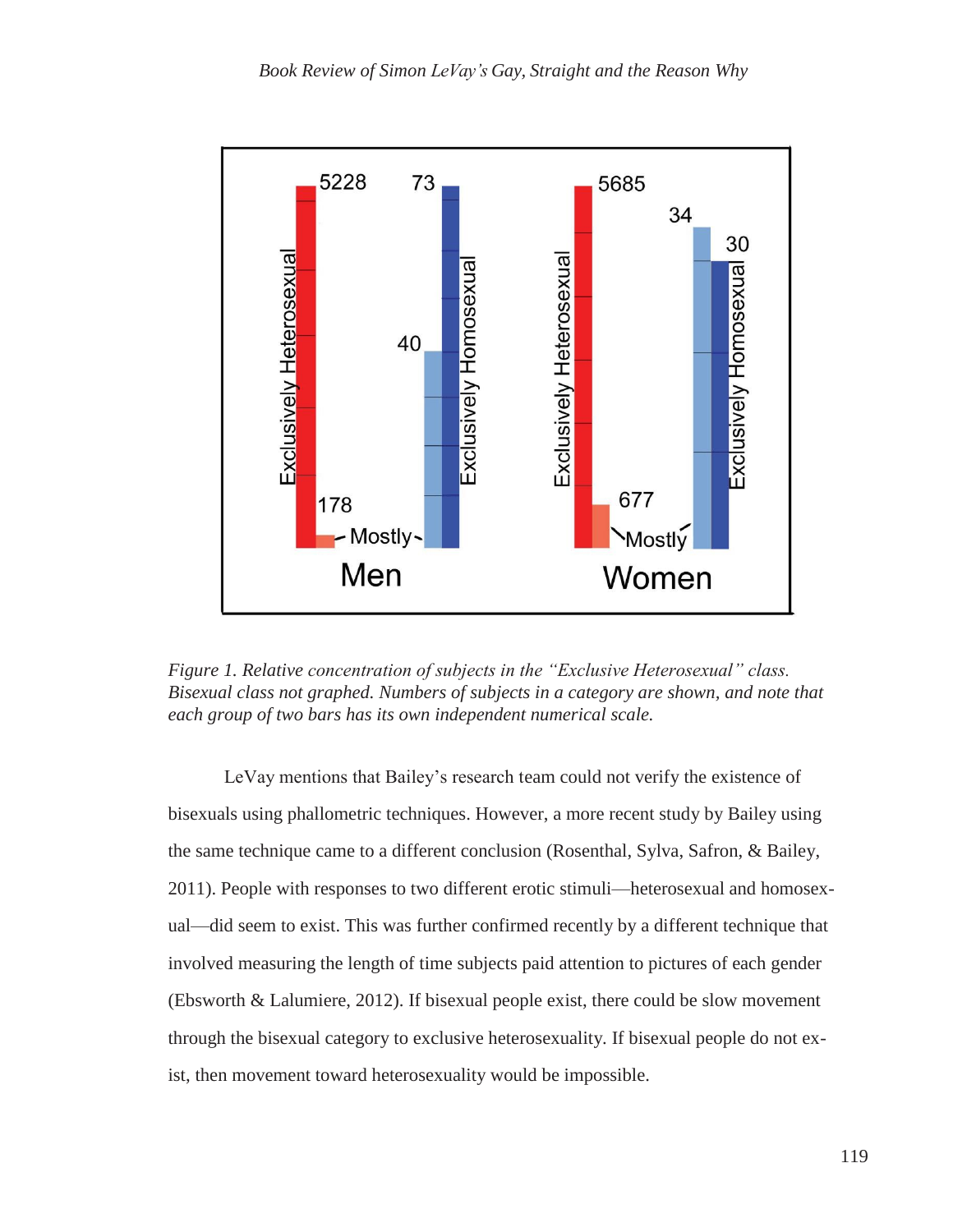*Figure 1. Relative concentration of subjects in the "Exclusive Heterosexual" class. Bisexual class not graphed. Numbers of subjects in a category are shown, and note that each group of two bars has its own independent numerical scale.*

LeVay mentions that Bailey's research team could not verify the existence of bisexuals using phallometric techniques. However, a more recent study by Bailey using the same technique came to a different conclusion (Rosenthal, Sylva, Safron, & Bailey, 2011). People with responses to two different erotic stimuli—heterosexual and homosexual—did seem to exist. This was further confirmed recently by a different technique that involved measuring the length of time subjects paid attention to pictures of each gender (Ebsworth & Lalumiere, 2012). If bisexual people exist, there could be slow movement through the bisexual category to exclusive heterosexuality. If bisexual people do not exist, then movement toward heterosexuality would be impossible.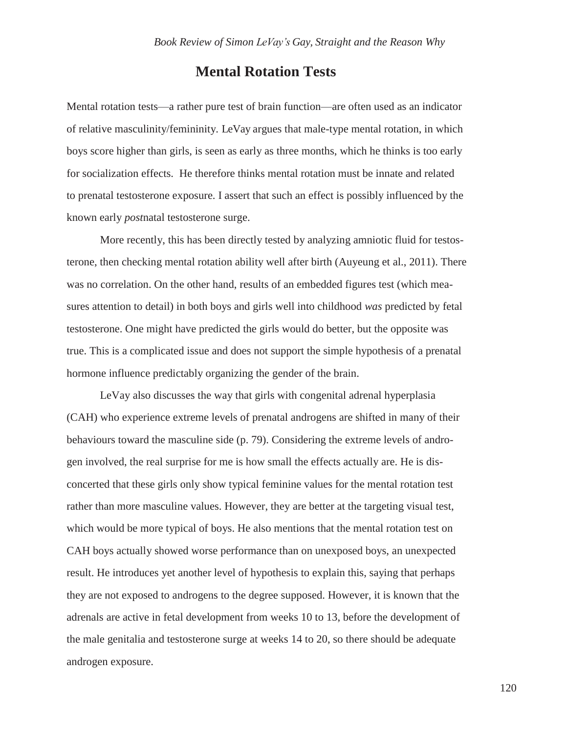## Mental Rotation Tests

Mental rotation tests—a rather pure test of brain function—are often used as an indicator of relative masculinity/femininity. LeVay argues that male-type mental rotation, in which boys score higher than girls, is seen as early as three months, which he thinks is too early for socialization effects. He therefore thinks mental rotation must be innate and related to prenatal testosterone exposure. I assert that such an effect is possibly influenced by the known early *post*natal testosterone surge.

More recently, this has been directly tested by analyzing amniotic fluid for testosterone, then checking mental rotation ability well after birth (Auyeung et al., 2011). There was no correlation. On the other hand, results of an embedded figures test (which measures attention to detail) in both boys and girls well into childhood *was* predicted by fetal testosterone. One might have predicted the girls would do better, but the opposite was true. This is a complicated issue and does not support the simple hypothesis of a prenatal hormone influence predictably organizing the gender of the brain.

LeVay also discusses the way that girls with congenital adrenal hyperplasia (CAH) who experience extreme levels of prenatal androgens are shifted in many of their behaviours toward the masculine side (p. 79). Considering the extreme levels of androgen involved, the real surprise for me is how small the effects actually are. He is disconcerted that these girls only show typical feminine values for the mental rotation test rather than more masculine values. However, they are better at the targeting visual test, which would be more typical of boys. He also mentions that the mental rotation test on CAH boys actually showed worse performance than on unexposed boys, an unexpected result. He introduces yet another level of hypothesis to explain this, saying that perhaps they are not exposed to androgens to the degree supposed. However, it is known that the adrenals are active in fetal development from weeks 10 to 13, before the development of the male genitalia and testosterone surge at weeks 14 to 20, so there should be adequate androgen exposure.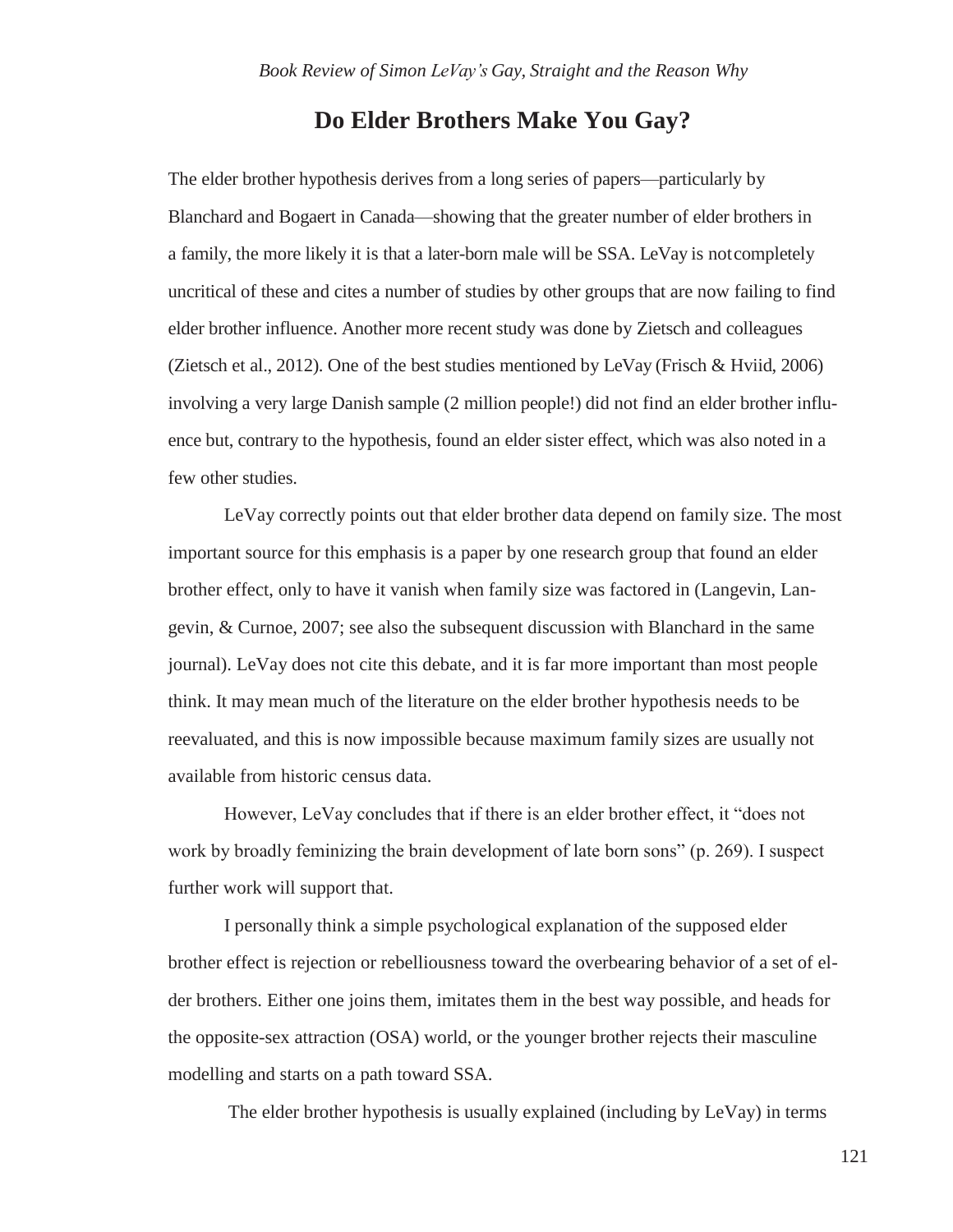## Do Elder Brothers Make You Gay?

The elder brother hypothesis derives from a long series of papers—particularly by Blanchard and Bogaert in Canada—showing that the greater number of elder brothers in a family, the more likely it is that a later-born male will be SSA. LeVay is not completely uncritical of these and cites a number of studies by other groups that are now failing to find elder brother influence. Another more recent study was done by Zietsch and colleagues (Zietsch et al., 2012). One of the best studies mentioned by LeVay (Frisch & Hviid, 2006) involving a very large Danish sample (2 million people!) did not find an elder brother influence but, contrary to the hypothesis, found an elder sister effect, which was also noted in a few other studies.

LeVay correctly points out that elder brother data depend on family size. The most important source for this emphasis is a paper by one research group that found an elder brother effect, only to have it vanish when family size was factored in (Langevin, Langevin, & Curnoe, 2007; see also the subsequent discussion with Blanchard in the same journal). LeVay does not cite this debate, and it is far more important than most people think. It may mean much of the literature on the elder brother hypothesis needs to be reevaluated, and this is now impossible because maximum family sizes are usually not available from historic census data.

However, LeVay concludes that if there is an elder brother effect, it "does not work by broadly feminizing the brain development of late born sons" (p. 269). I suspect further work will support that.

I personally think a simple psychological explanation of the supposed elder brother effect is rejection or rebelliousness toward the overbearing behavior of a set of elder brothers. Either one joins them, imitates them in the best way possible, and heads for the opposite-sex attraction (OSA) world, or the younger brother rejects their masculine modelling and starts on a path toward SSA.

The elder brother hypothesis is usually explained (including by LeVay) in terms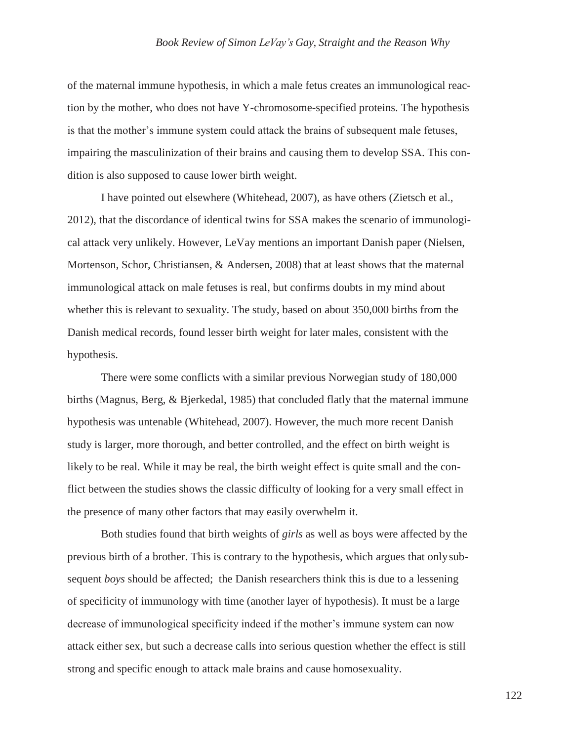of the maternal immune hypothesis, in which a male fetus creates an immunological reaction by the mother, who does not have Y-chromosome-specified proteins. The hypothesis is that the mother's immune system could attack the brains of subsequent male fetuses, impairing the masculinization of their brains and causing them to develop SSA. This condition is also supposed to cause lower birth weight.

I have pointed out elsewhere (Whitehead, 2007), as have others (Zietsch et al., 2012), that the discordance of identical twins for SSA makes the scenario of immunological attack very unlikely. However, LeVay mentions an important Danish paper (Nielsen, Mortenson, Schor, Christiansen, & Andersen, 2008) that at least shows that the maternal immunological attack on male fetuses is real, but confirms doubts in my mind about whether this is relevant to sexuality. The study, based on about 350,000 births from the Danish medical records, found lesser birth weight for later males, consistent with the hypothesis.

There were some conflicts with a similar previous Norwegian study of 180,000 births (Magnus, Berg, & Bjerkedal, 1985) that concluded flatly that the maternal immune hypothesis was untenable (Whitehead, 2007). However, the much more recent Danish study is larger, more thorough, and better controlled, and the effect on birth weight is likely to be real. While it may be real, the birth weight effect is quite small and the conflict between the studies shows the classic difficulty of looking for a very small effect in the presence of many other factors that may easily overwhelm it.

Both studies found that birth weights of *girls* as well as boys were affected by the previous birth of a brother. This is contrary to the hypothesis, which argues that only subsequent *boys* should be affected; the Danish researchers think this is due to a lessening of specificity of immunology with time (another layer of hypothesis). It must be a large decrease of immunological specificity indeed if the mother's immune system can now attack either sex, but such a decrease calls into serious question whether the effect is still strong and specific enough to attack male brains and cause homosexuality.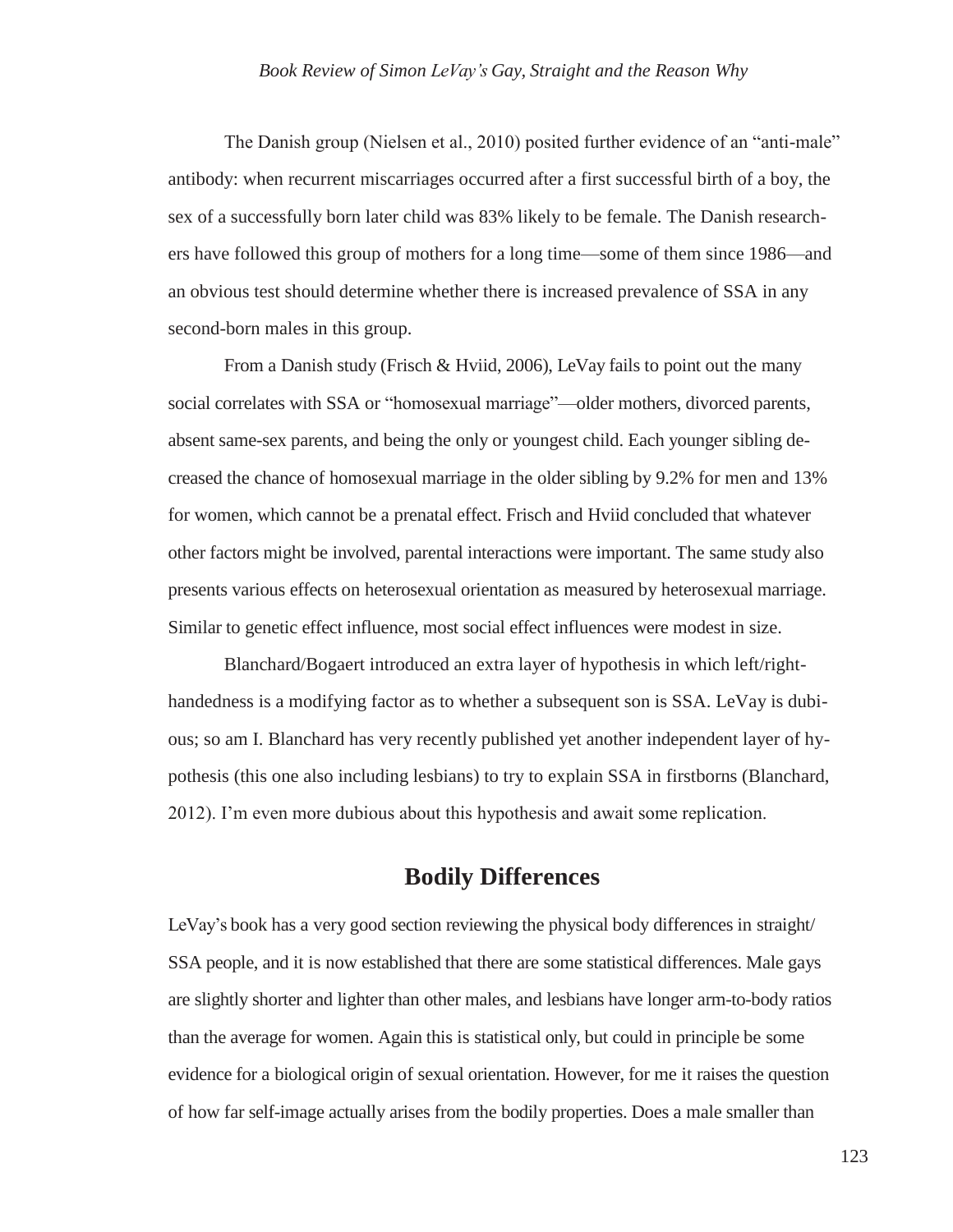The Danish group (Nielsen et al., 2010) posited further evidence of an "anti-male" antibody: when recurrent miscarriages occurred after a first successful birth of a boy, the sex of a successfully born later child was 83% likely to be female. The Danish researchers have followed this group of mothers for a long time—some of them since 1986—and an obvious test should determine whether there is increased prevalence of SSA in any second-born males in this group.

From a Danish study (Frisch & Hviid, 2006), LeVay fails to point out the many social correlates with SSA or "homosexual marriage"—older mothers, divorced parents, absent same-sex parents, and being the only or youngest child. Each younger sibling decreased the chance of homosexual marriage in the older sibling by 9.2% for men and 13% for women, which cannot be a prenatal effect. Frisch and Hviid concluded that whatever other factors might be involved, parental interactions were important. The same study also presents various effects on heterosexual orientation as measured by heterosexual marriage. Similar to genetic effect influence, most social effect influences were modest in size.

Blanchard/Bogaert introduced an extra layer of hypothesis in which left/right-handedness is a modifying factor as to whether a subsequent son is SSA. LeVay is dubious; so am I. Blanchard has very recently published yet another independent layer of hypothesis (this one also including lesbians) to try to explain SSA in firstborns (Blanchard, 2012). I'm even more dubious about this hypothesis and await some replication.

## Bodily Differences

LeVay's book has a very good section reviewing the physical body differences in straight/SSA people, and it is now established that there are some statistical differences. Male gays are slightly shorter and lighter than other males, and lesbians have longer arm-to-body ratios than the average for women. Again this is statistical only, but could in principle be some evidence for a biological origin of sexual orientation. However, for me it raises the question of how far self-image actually arises from the bodily properties. Does a male smaller than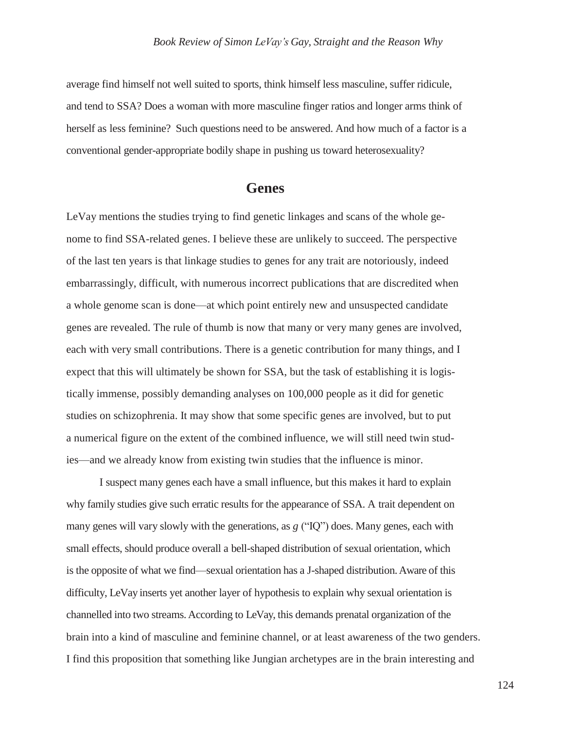average find himself not well suited to sports, think himself less masculine, suffer ridicule, and tend to SSA? Does a woman with more masculine finger ratios and longer arms think of herself as less feminine? Such questions need to be answered. And how much of a factor is a conventional gender-appropriate bodily shape in pushing us toward heterosexuality?

## Genes

LeVay mentions the studies trying to find genetic linkages and scans of the whole genome to find SSA-related genes. I believe these are unlikely to succeed. The perspective of the last ten years is that linkage studies to genes for any trait are notoriously, indeed embarrassingly, difficult, with numerous incorrect publications that are discredited when a whole genome scan is done—at which point entirely new and unsuspected candidate genes are revealed. The rule of thumb is now that many or very many genes are involved, each with very small contributions. There is a genetic contribution for many things, and I expect that this will ultimately be shown for SSA, but the task of establishing it is logistically immense, possibly demanding analyses on 100,000 people as it did for genetic studies on schizophrenia. It may show that some specific genes are involved, but to put a numerical figure on the extent of the combined influence, we will still need twin studies—and we already know from existing twin studies that the influence is minor.

I suspect many genes each have a small influence, but this makes it hard to explain why family studies give such erratic results for the appearance of SSA. A trait dependent on many genes will vary slowly with the generations, as *g* ("IQ") does. Many genes, each with small effects, should produce overall a bell-shaped distribution of sexual orientation, which is the opposite of what we find—sexual orientation has a J-shaped distribution. Aware of this difficulty, LeVay inserts yet another layer of hypothesis to explain why sexual orientation is channelled into two streams. According to LeVay, this demands prenatal organization of the brain into a kind of masculine and feminine channel, or at least awareness of the two genders. I find this proposition that something like Jungian archetypes are in the brain interesting and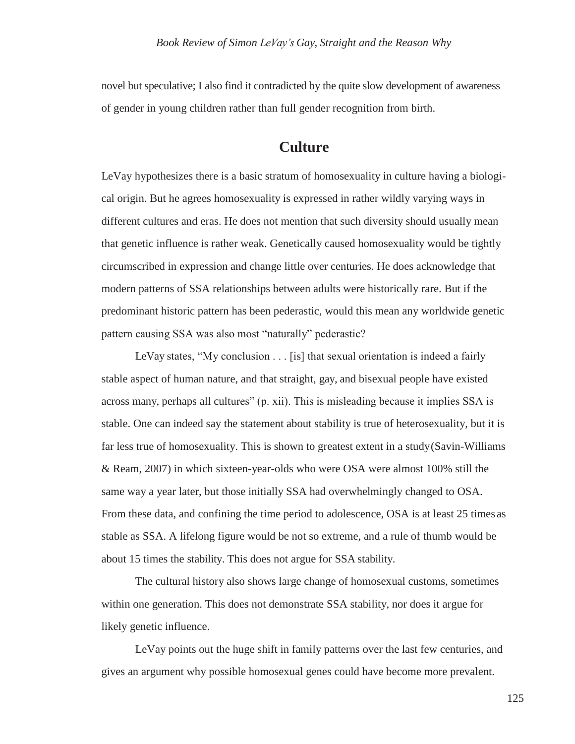novel but speculative; I also find it contradicted by the quite slow development of awareness of gender in young children rather than full gender recognition from birth.

## Culture

LeVay hypothesizes there is a basic stratum of homosexuality in culture having a biological origin. But he agrees homosexuality is expressed in rather wildly varying ways in different cultures and eras. He does not mention that such diversity should usually mean that genetic influence is rather weak. Genetically caused homosexuality would be tightly circumscribed in expression and change little over centuries. He does acknowledge that modern patterns of SSA relationships between adults were historically rare. But if the predominant historic pattern has been pederastic, would this mean any worldwide genetic pattern causing SSA was also most "naturally" pederastic?

LeVay states, "My conclusion . . . [is] that sexual orientation is indeed a fairly stable aspect of human nature, and that straight, gay, and bisexual people have existed across many, perhaps all cultures" (p. xii). This is misleading because it implies SSA is stable. One can indeed say the statement about stability is true of heterosexuality, but it is far less true of homosexuality. This is shown to greatest extent in a study (Savin-Williams & Ream, 2007) in which sixteen-year-olds who were OSA were almost 100% still the same way a year later, but those initially SSA had overwhelmingly changed to OSA. From these data, and confining the time period to adolescence, OSA is at least 25 times as stable as SSA. A lifelong figure would be not so extreme, and a rule of thumb would be about 15 times the stability. This does not argue for SSA stability.

The cultural history also shows large change of homosexual customs, sometimes within one generation. This does not demonstrate SSA stability, nor does it argue for likely genetic influence.

LeVay points out the huge shift in family patterns over the last few centuries, and gives an argument why possible homosexual genes could have become more prevalent.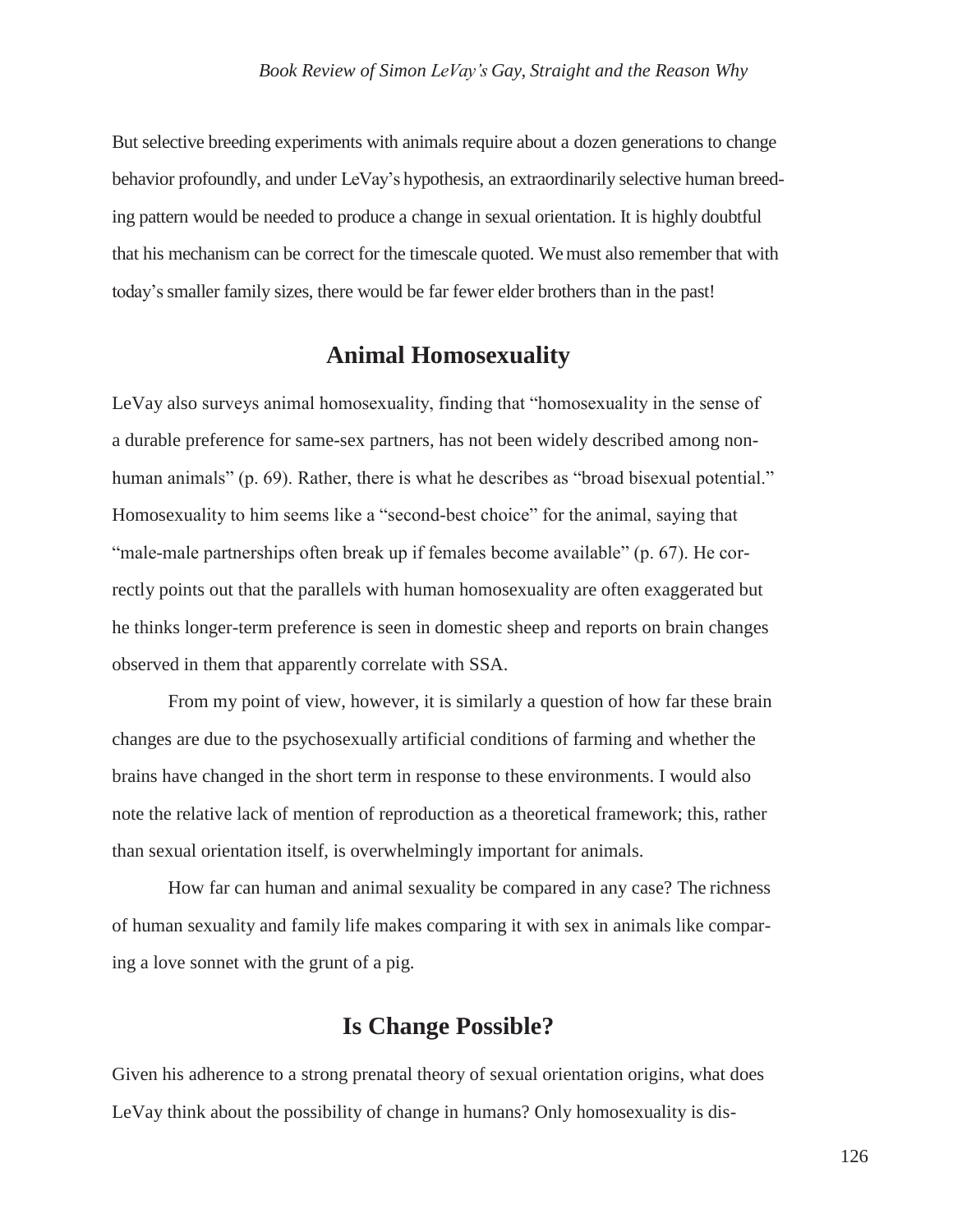But selective breeding experiments with animals require about a dozen generations to change behavior profoundly, and under LeVay's hypothesis, an extraordinarily selective human breeding pattern would be needed to produce a change in sexual orientation. It is highly doubtful that his mechanism can be correct for the timescale quoted. We must also remember that with today's smaller family sizes, there would be far fewer elder brothers than in the past!

## Animal Homosexuality

LeVay also surveys animal homosexuality, finding that "homosexuality in the sense of a durable preference for same-sex partners, has not been widely described among non-human animals" (p. 69). Rather, there is what he describes as "broad bisexual potential." Homosexuality to him seems like a "second-best choice" for the animal, saying that "male-male partnerships often break up if females become available" (p. 67). He correctly points out that the parallels with human homosexuality are often exaggerated but he thinks longer-term preference is seen in domestic sheep and reports on brain changes observed in them that apparently correlate with SSA.

From my point of view, however, it is similarly a question of how far these brain changes are due to the psychosexually artificial conditions of farming and whether the brains have changed in the short term in response to these environments. I would also note the relative lack of mention of reproduction as a theoretical framework; this, rather than sexual orientation itself, is overwhelmingly important for animals.

How far can human and animal sexuality be compared in any case? The richness of human sexuality and family life makes comparing it with sex in animals like comparing a love sonnet with the grunt of a pig.

## Is Change Possible?

Given his adherence to a strong prenatal theory of sexual orientation origins, what does LeVay think about the possibility of change in humans? Only homosexuality is dis-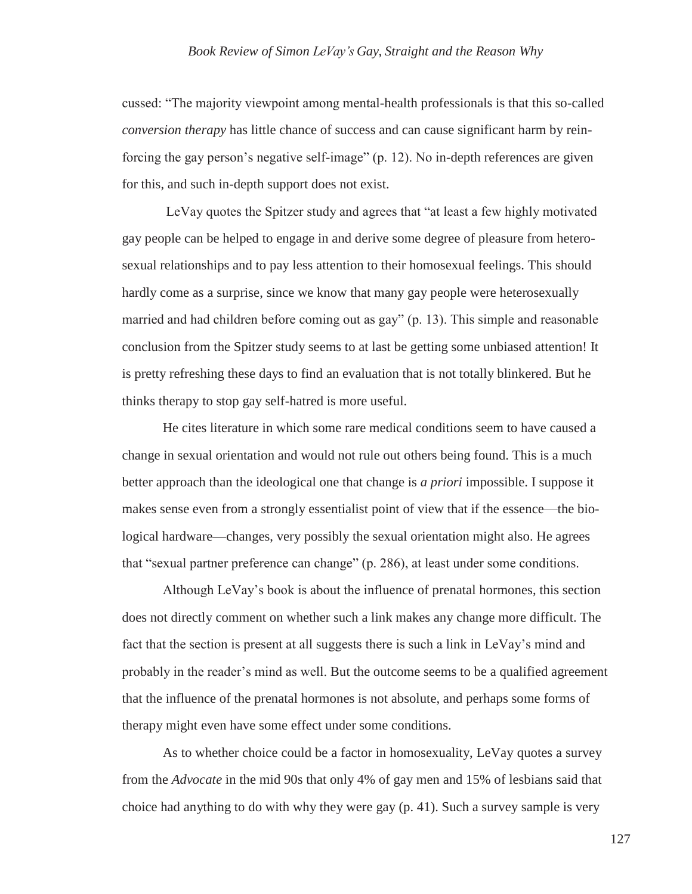cussed: "The majority viewpoint among mental-health professionals is that this so-called *conversion therapy* has little chance of success and can cause significant harm by reinforcing the gay person's negative self-image" (p. 12). No in-depth references are given for this, and such in-depth support does not exist.

LeVay quotes the Spitzer study and agrees that "at least a few highly motivated gay people can be helped to engage in and derive some degree of pleasure from heterosexual relationships and to pay less attention to their homosexual feelings. This should hardly come as a surprise, since we know that many gay people were heterosexually married and had children before coming out as gay" (p. 13). This simple and reasonable conclusion from the Spitzer study seems to at last be getting some unbiased attention! It is pretty refreshing these days to find an evaluation that is not totally blinkered. But he thinks therapy to stop gay self-hatred is more useful.

He cites literature in which some rare medical conditions seem to have caused a change in sexual orientation and would not rule out others being found. This is a much better approach than the ideological one that change is *a priori* impossible. I suppose it makes sense even from a strongly essentialist point of view that if the essence—the biological hardware—changes, very possibly the sexual orientation might also. He agrees that "sexual partner preference can change" (p. 286), at least under some conditions.

Although LeVay's book is about the influence of prenatal hormones, this section does not directly comment on whether such a link makes any change more difficult. The fact that the section is present at all suggests there is such a link in LeVay's mind and probably in the reader's mind as well. But the outcome seems to be a qualified agreement that the influence of the prenatal hormones is not absolute, and perhaps some forms of therapy might even have some effect under some conditions.

As to whether choice could be a factor in homosexuality, LeVay quotes a survey from the *Advocate* in the mid 90s that only 4% of gay men and 15% of lesbians said that choice had anything to do with why they were gay (p. 41). Such a survey sample is very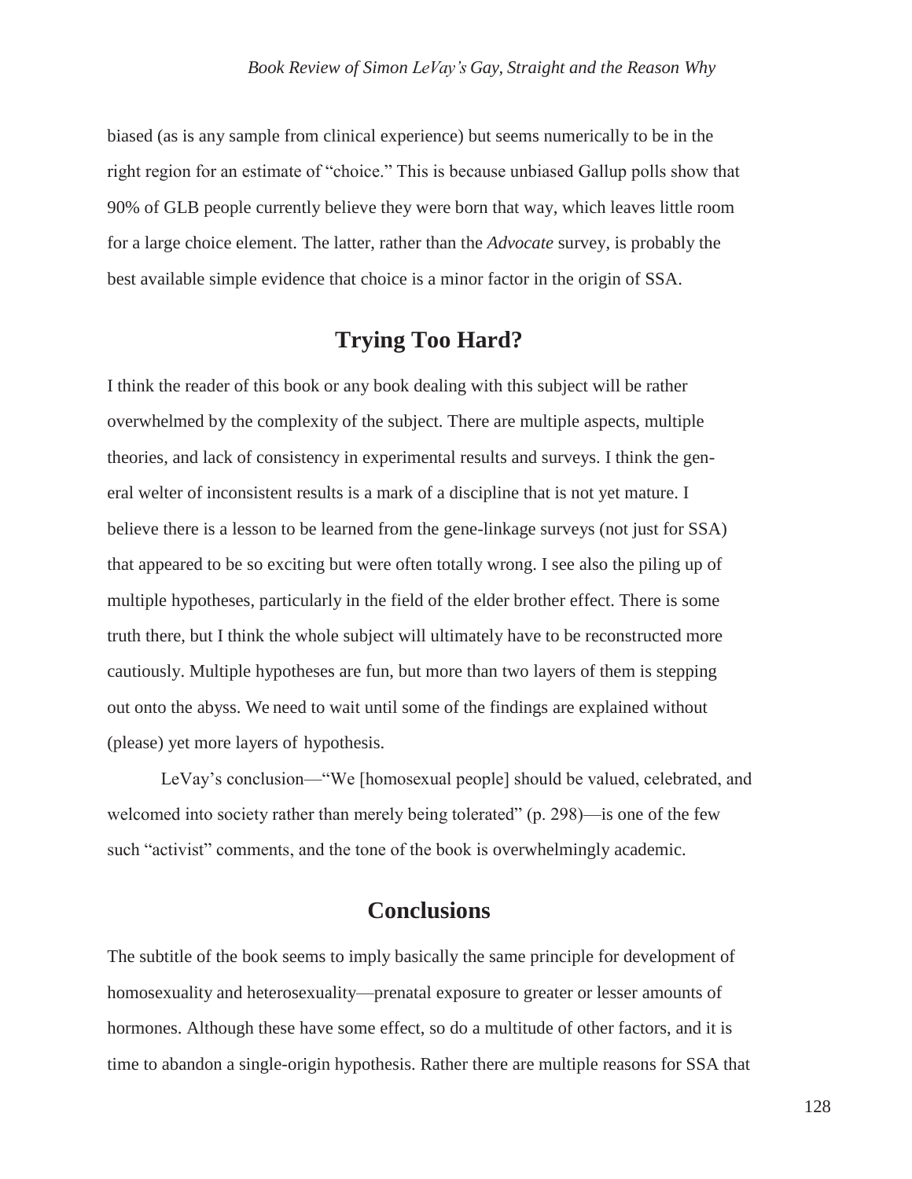biased (as is any sample from clinical experience) but seems numerically to be in the right region for an estimate of "choice." This is because unbiased Gallup polls show that 90% of GLB people currently believe they were born that way, which leaves little room for a large choice element. The latter, rather than the *Advocate* survey, is probably the best available simple evidence that choice is a minor factor in the origin of SSA.

## Trying Too Hard?

I think the reader of this book or any book dealing with this subject will be rather overwhelmed by the complexity of the subject. There are multiple aspects, multiple theories, and lack of consistency in experimental results and surveys. I think the general welter of inconsistent results is a mark of a discipline that is not yet mature. I believe there is a lesson to be learned from the gene-linkage surveys (not just for SSA) that appeared to be so exciting but were often totally wrong. I see also the piling up of multiple hypotheses, particularly in the field of the elder brother effect. There is some truth there, but I think the whole subject will ultimately have to be reconstructed more cautiously. Multiple hypotheses are fun, but more than two layers of them is stepping out onto the abyss. We need to wait until some of the findings are explained without (please) yet more layers of hypothesis.

LeVay's conclusion—"We [homosexual people] should be valued, celebrated, and welcomed into society rather than merely being tolerated" (p. 298)—is one of the few such "activist" comments, and the tone of the book is overwhelmingly academic.

## Conclusions

The subtitle of the book seems to imply basically the same principle for development of homosexuality and heterosexuality—prenatal exposure to greater or lesser amounts of hormones. Although these have some effect, so do a multitude of other factors, and it is time to abandon a single-origin hypothesis. Rather there are multiple reasons for SSA that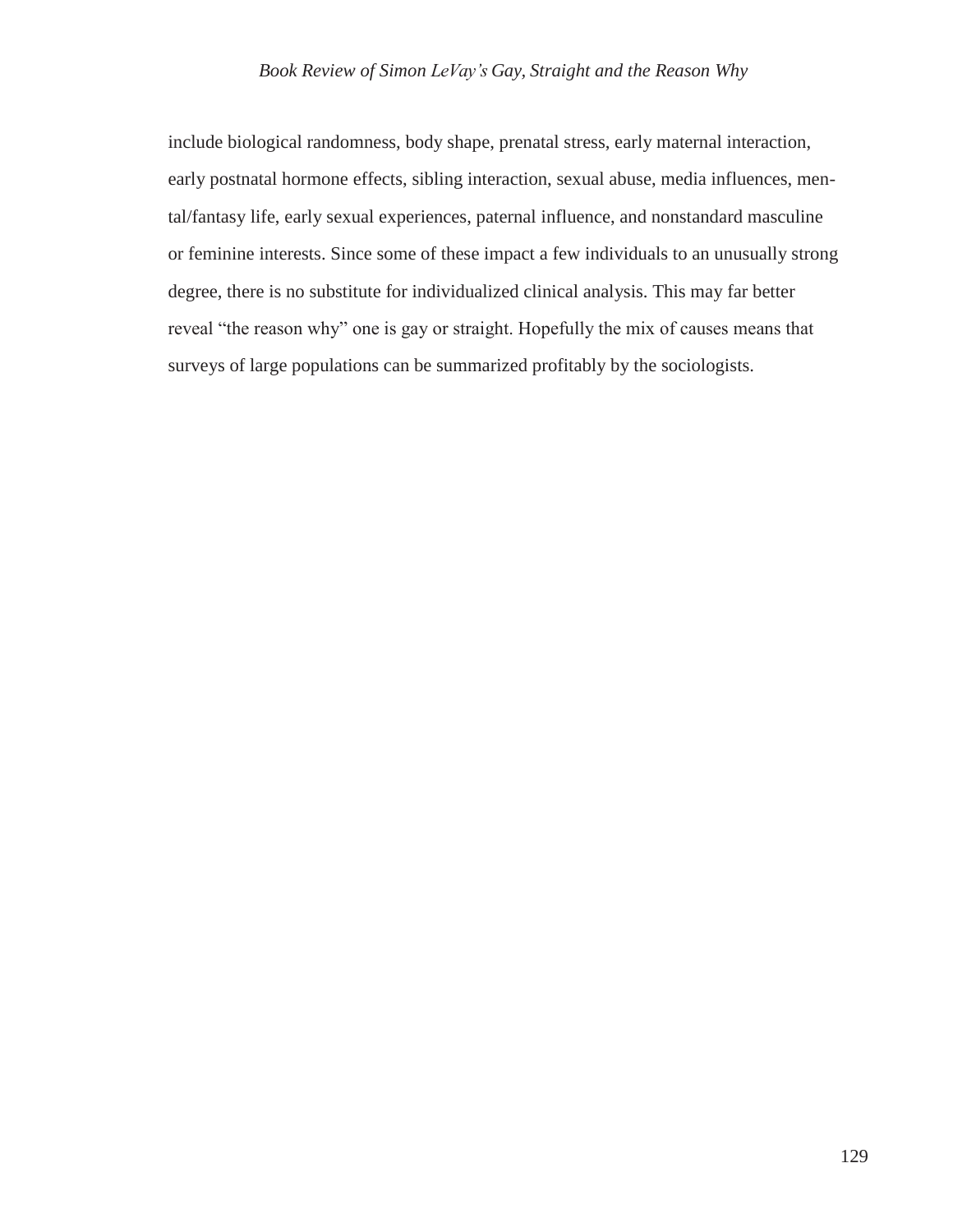include biological randomness, body shape, prenatal stress, early maternal interaction, early postnatal hormone effects, sibling interaction, sexual abuse, media influences, mental/fantasy life, early sexual experiences, paternal influence, and nonstandard masculine or feminine interests. Since some of these impact a few individuals to an unusually strong degree, there is no substitute for individualized clinical analysis. This may far better reveal "the reason why" one is gay or straight. Hopefully the mix of causes means that surveys of large populations can be summarized profitably by the sociologists.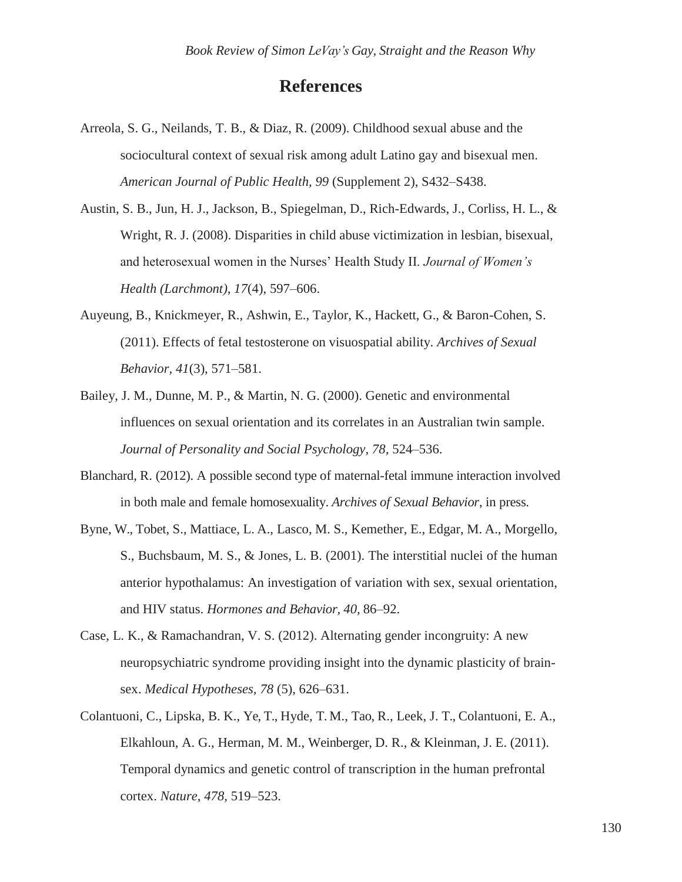## References

Arreola, S. G., Neilands, T. B., & Diaz, R. (2009). Childhood sexual abuse and the sociocultural context of sexual risk among adult Latino gay and bisexual men. *American Journal of Public Health, 99* (Supplement 2), S432–S438.

Austin, S. B., Jun, H. J., Jackson, B., Spiegelman, D., Rich-Edwards, J., Corliss, H. L., & Wright, R. J. (2008). Disparities in child abuse victimization in lesbian, bisexual, and heterosexual women in the Nurses' Health Study II. *Journal of Women's Health (Larchmont), 17*(4), 597–606.

Auyeung, B., Knickmeyer, R., Ashwin, E., Taylor, K., Hackett, G., & Baron-Cohen, S. (2011). Effects of fetal testosterone on visuospatial ability. *Archives of Sexual Behavior, 41*(3), 571–581.

Bailey, J. M., Dunne, M. P., & Martin, N. G. (2000). Genetic and environmental influences on sexual orientation and its correlates in an Australian twin sample. *Journal of Personality and Social Psychology, 78,* 524–536.

Blanchard, R. (2012). A possible second type of maternal-fetal immune interaction involved in both male and female homosexuality. *Archives of Sexual Behavior*, in press.

Byne, W., Tobet, S., Mattiace, L. A., Lasco, M. S., Kemether, E., Edgar, M. A., Morgello, S., Buchsbaum, M. S., & Jones, L. B. (2001). The interstitial nuclei of the human anterior hypothalamus: An investigation of variation with sex, sexual orientation, and HIV status. *Hormones and Behavior, 40*, 86–92.

Case, L. K., & Ramachandran, V. S. (2012). Alternating gender incongruity: A new neuropsychiatric syndrome providing insight into the dynamic plasticity of brain-sex. *Medical Hypotheses, 78* (5), 626–631.

Colantuoni, C., Lipska, B. K., Ye, T., Hyde, T. M., Tao, R., Leek, J. T., Colantuoni, E. A., Elkahloun, A. G., Herman, M. M., Weinberger, D. R., & Kleinman, J. E. (2011). Temporal dynamics and genetic control of transcription in the human prefrontal cortex. *Nature, 478*, 519–523.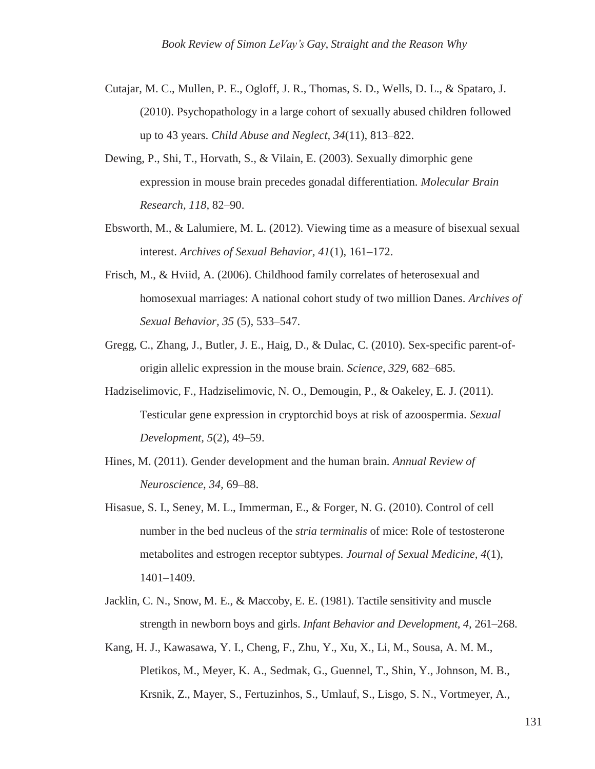Cutajar, M. C., Mullen, P. E., Ogloff, J. R., Thomas, S. D., Wells, D. L., & Spataro, J. (2010). Psychopathology in a large cohort of sexually abused children followed up to 43 years. *Child Abuse and Neglect, 34*(11), 813–822.

Dewing, P., Shi, T., Horvath, S., & Vilain, E. (2003). Sexually dimorphic gene expression in mouse brain precedes gonadal differentiation. *Molecular Brain Research, 118,* 82–90.

Ebsworth, M., & Lalumiere, M. L. (2012). Viewing time as a measure of bisexual sexual interest. *Archives of Sexual Behavior, 41*(1), 161–172.

Frisch, M., & Hviid, A. (2006). Childhood family correlates of heterosexual and homosexual marriages: A national cohort study of two million Danes. *Archives of Sexual Behavior, 35* (5), 533–547.

Gregg, C., Zhang, J., Butler, J. E., Haig, D., & Dulac, C. (2010). Sex-specific parent-of-origin allelic expression in the mouse brain. *Science, 329,* 682–685.

Hadziselimovic, F., Hadziselimovic, N. O., Demougin, P., & Oakeley, E. J. (2011). Testicular gene expression in cryptorchid boys at risk of azoospermia. *Sexual Development, 5*(2), 49–59.

Hines, M. (2011). Gender development and the human brain. *Annual Review of Neuroscience, 34,* 69–88.

Hisasue, S. I., Seney, M. L., Immerman, E., & Forger, N. G. (2010). Control of cell number in the bed nucleus of the *stria terminalis* of mice: Role of testosterone metabolites and estrogen receptor subtypes. *Journal of Sexual Medicine, 4*(1), 1401–1409.

Jacklin, C. N., Snow, M. E., & Maccoby, E. E. (1981). Tactile sensitivity and muscle strength in newborn boys and girls. *Infant Behavior and Development, 4,* 261–268.

Kang, H. J., Kawasawa, Y. I., Cheng, F., Zhu, Y., Xu, X., Li, M., Sousa, A. M. M., Pletikos, M., Meyer, K. A., Sedmak, G., Guennel, T., Shin, Y., Johnson, M. B., Krsnik, Z., Mayer, S., Fertuzinhos, S., Umlauf, S., Lisgo, S. N., Vortmeyer, A.,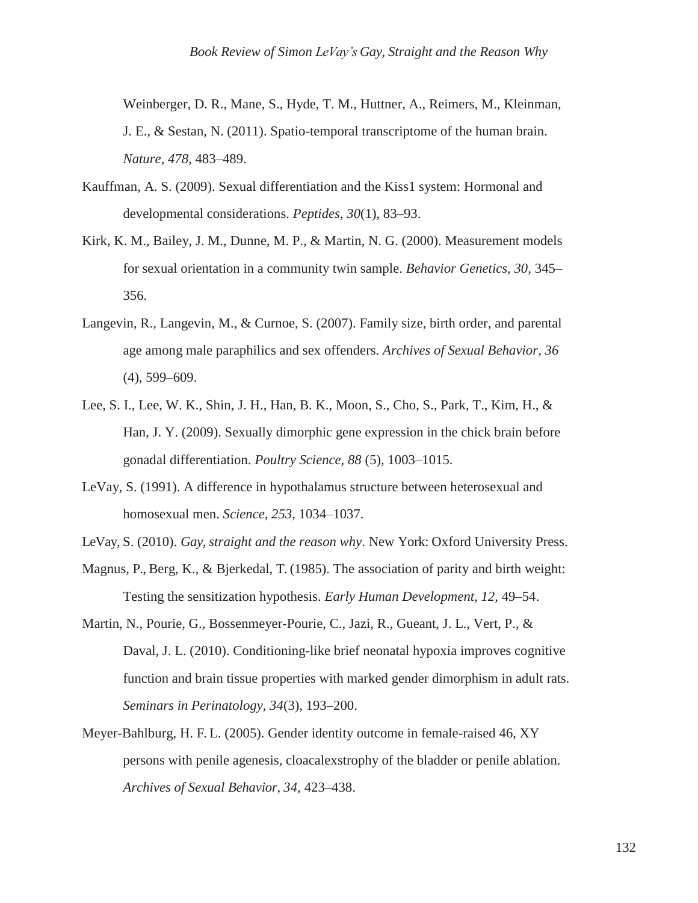Weinberger, D. R., Mane, S., Hyde, T. M., Huttner, A., Reimers, M., Kleinman, J. E., & Sestan, N. (2011). Spatio-temporal transcriptome of the human brain. *Nature*, *478*, 483–489.

Kauffman, A. S. (2009). Sexual differentiation and the Kiss1 system: Hormonal and developmental considerations. *Peptides*, *30*(1), 83–93.

Kirk, K. M., Bailey, J. M., Dunne, M. P., & Martin, N. G. (2000). Measurement models for sexual orientation in a community twin sample. *Behavior Genetics, 30,* 345–356.

Langevin, R., Langevin, M., & Curnoe, S. (2007). Family size, birth order, and parental age among male paraphilics and sex offenders. *Archives of Sexual Behavior, 36* (4), 599–609.

Lee, S. I., Lee, W. K., Shin, J. H., Han, B. K., Moon, S., Cho, S., Park, T., Kim, H., & Han, J. Y. (2009). Sexually dimorphic gene expression in the chick brain before gonadal differentiation. *Poultry Science, 88* (5), 1003–1015.

LeVay, S. (1991). A difference in hypothalamus structure between heterosexual and homosexual men. *Science*, *253,* 1034–1037.

LeVay, S. (2010). *Gay, straight and the reason why*. New York: Oxford University Press.

Magnus, P., Berg, K., & Bjerkedal, T. (1985). The association of parity and birth weight: Testing the sensitization hypothesis. *Early Human Development, 12,* 49–54.

Martin, N., Pourie, G., Bossenmeyer-Pourie, C., Jazi, R., Gueant, J. L., Vert, P., & Daval, J. L. (2010). Conditioning-like brief neonatal hypoxia improves cognitive function and brain tissue properties with marked gender dimorphism in adult rats. *Seminars in Perinatology, 34*(3), 193–200.

Meyer-Bahlburg, H. F. L. (2005). Gender identity outcome in female-raised 46, XY persons with penile agenesis, cloacalexstrophy of the bladder or penile ablation. *Archives of Sexual Behavior, 34,* 423–438.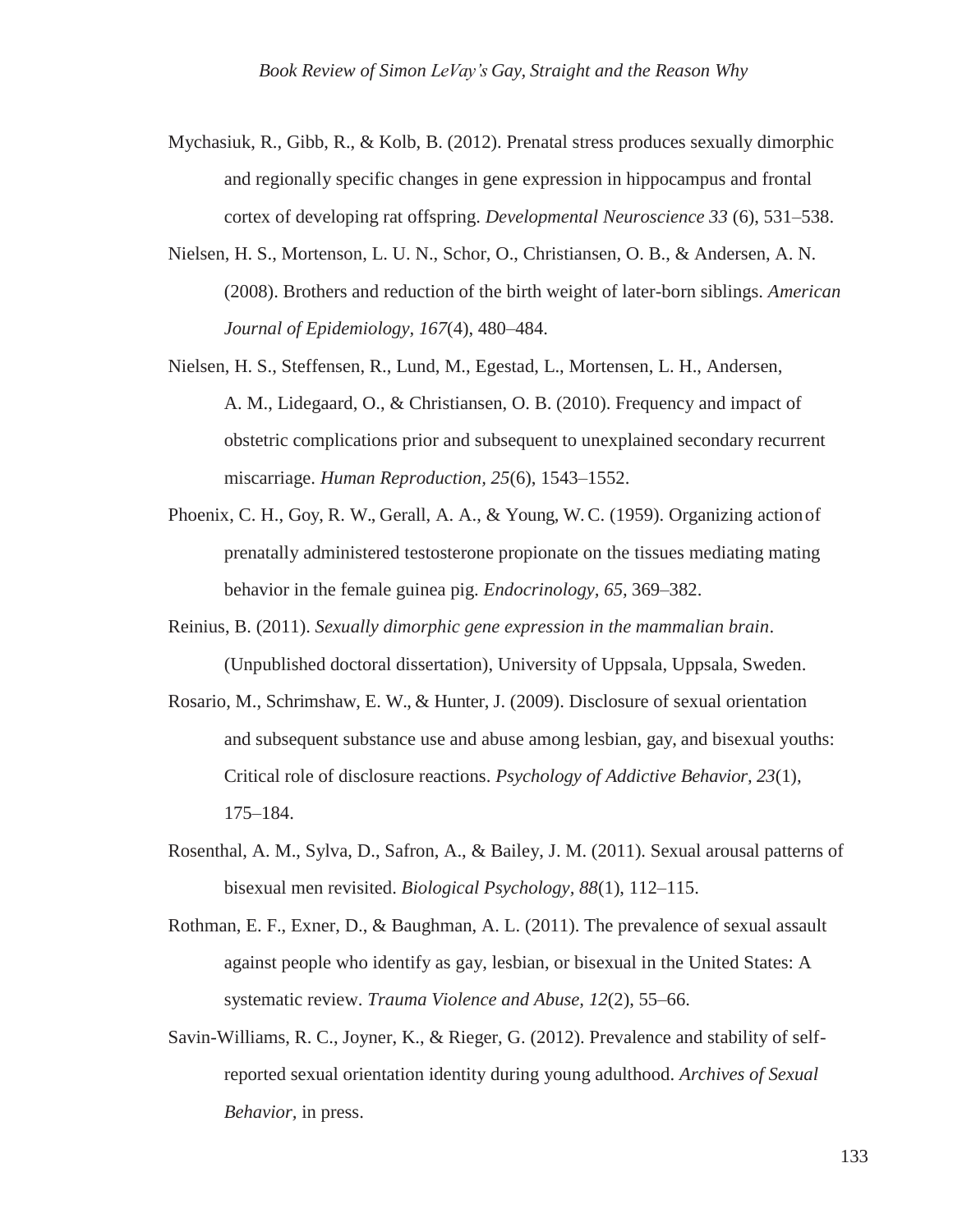Mychasiuk, R., Gibb, R., & Kolb, B. (2012). Prenatal stress produces sexually dimorphic and regionally specific changes in gene expression in hippocampus and frontal cortex of developing rat offspring. *Developmental Neuroscience 33* (6), 531–538.

Nielsen, H. S., Mortenson, L. U. N., Schor, O., Christiansen, O. B., & Andersen, A. N. (2008). Brothers and reduction of the birth weight of later-born siblings. *American Journal of Epidemiology, 167*(4), 480–484.

Nielsen, H. S., Steffensen, R., Lund, M., Egestad, L., Mortensen, L. H., Andersen, A. M., Lidegaard, O., & Christiansen, O. B. (2010). Frequency and impact of obstetric complications prior and subsequent to unexplained secondary recurrent miscarriage. *Human Reproduction, 25*(6), 1543–1552.

Phoenix, C. H., Goy, R. W., Gerall, A. A., & Young, W. C. (1959). Organizing action of prenatally administered testosterone propionate on the tissues mediating mating behavior in the female guinea pig. *Endocrinology, 65,* 369–382.

Reinius, B. (2011). *Sexually dimorphic gene expression in the mammalian brain*. (Unpublished doctoral dissertation), University of Uppsala, Uppsala, Sweden.

Rosario, M., Schrimshaw, E. W., & Hunter, J. (2009). Disclosure of sexual orientation and subsequent substance use and abuse among lesbian, gay, and bisexual youths: Critical role of disclosure reactions. *Psychology of Addictive Behavior, 23*(1), 175–184.

Rosenthal, A. M., Sylva, D., Safron, A., & Bailey, J. M. (2011). Sexual arousal patterns of bisexual men revisited. *Biological Psychology, 88*(1), 112–115.

Rothman, E. F., Exner, D., & Baughman, A. L. (2011). The prevalence of sexual assault against people who identify as gay, lesbian, or bisexual in the United States: A systematic review. *Trauma Violence and Abuse, 12*(2), 55–66.

Savin-Williams, R. C., Joyner, K., & Rieger, G. (2012). Prevalence and stability of self-reported sexual orientation identity during young adulthood. *Archives of Sexual Behavior,* in press.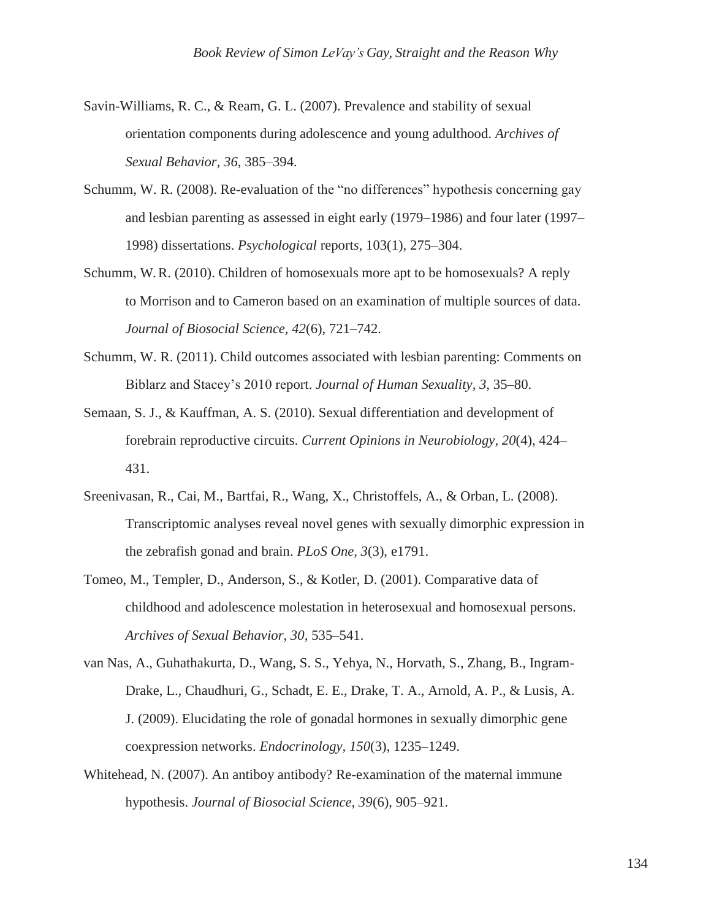Savin-Williams, R. C., & Ream, G. L. (2007). Prevalence and stability of sexual orientation components during adolescence and young adulthood. *Archives of Sexual Behavior, 36,* 385–394.

Schumm, W. R. (2008). Re-evaluation of the "no differences" hypothesis concerning gay and lesbian parenting as assessed in eight early (1979–1986) and four later (1997–1998) dissertations. *Psychological* report*s,* 103(1), 275–304.

Schumm, W. R. (2010). Children of homosexuals more apt to be homosexuals? A reply to Morrison and to Cameron based on an examination of multiple sources of data. *Journal of Biosocial Science*, *42*(6), 721–742.

Schumm, W. R. (2011). Child outcomes associated with lesbian parenting: Comments on Biblarz and Stacey's 2010 report. *Journal of Human Sexuality, 3,* 35–80.

Semaan, S. J., & Kauffman, A. S. (2010). Sexual differentiation and development of forebrain reproductive circuits. *Current Opinions in Neurobiology*, *20*(4), 424–431.

Sreenivasan, R., Cai, M., Bartfai, R., Wang, X., Christoffels, A., & Orban, L. (2008). Transcriptomic analyses reveal novel genes with sexually dimorphic expression in the zebrafish gonad and brain. *PLoS One, 3*(3), e1791.

Tomeo, M., Templer, D., Anderson, S., & Kotler, D. (2001). Comparative data of childhood and adolescence molestation in heterosexual and homosexual persons. *Archives of Sexual Behavior, 30,* 535–541.

van Nas, A., Guhathakurta, D., Wang, S. S., Yehya, N., Horvath, S., Zhang, B., Ingram-Drake, L., Chaudhuri, G., Schadt, E. E., Drake, T. A., Arnold, A. P., & Lusis, A. J. (2009). Elucidating the role of gonadal hormones in sexually dimorphic gene coexpression networks. *Endocrinology*, *150*(3), 1235–1249.

Whitehead, N. (2007). An antiboy antibody? Re-examination of the maternal immune hypothesis. *Journal of Biosocial Science*, *39*(6), 905–921.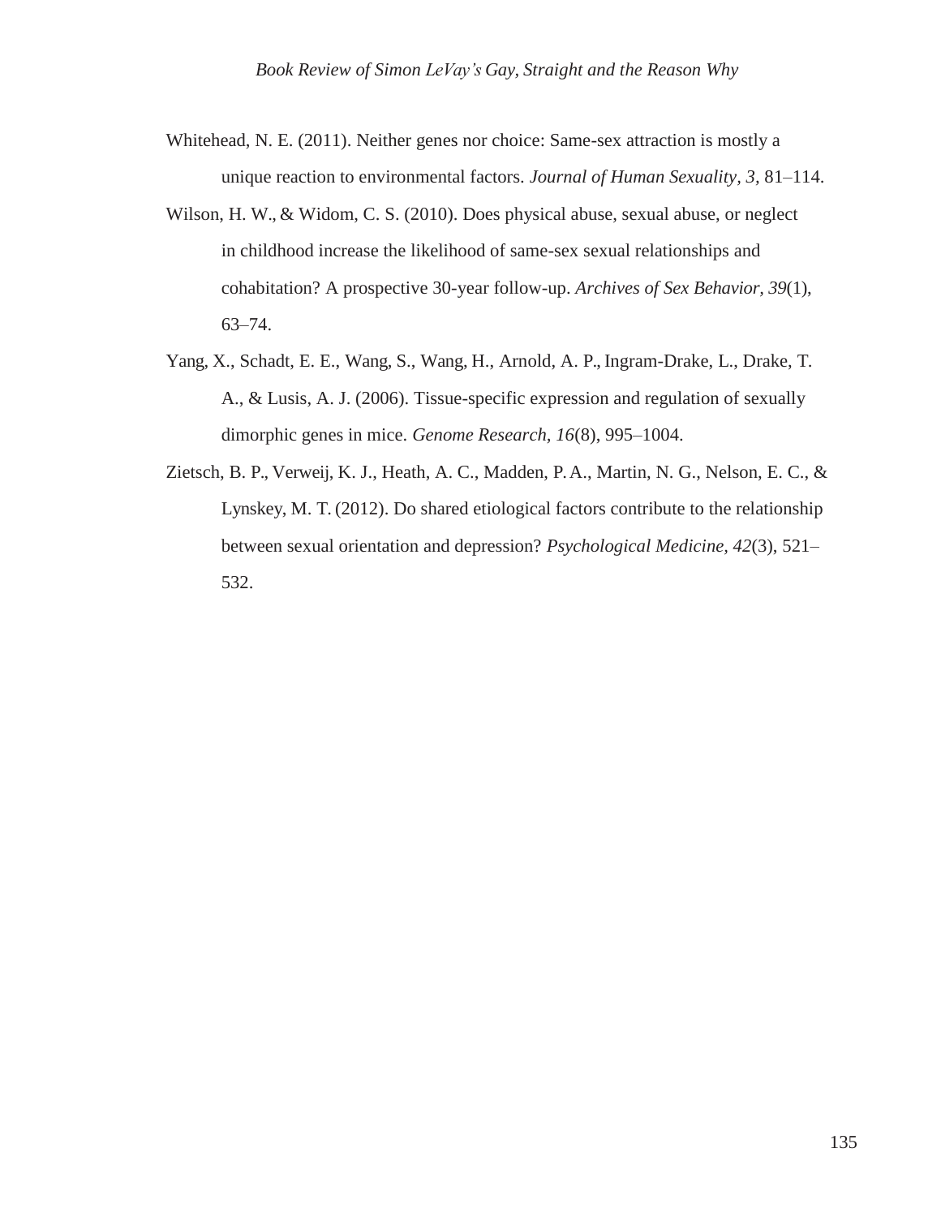Whitehead, N. E. (2011). Neither genes nor choice: Same-sex attraction is mostly a unique reaction to environmental factors. *Journal of Human Sexuality, 3,* 81–114.

Wilson, H. W., & Widom, C. S. (2010). Does physical abuse, sexual abuse, or neglect in childhood increase the likelihood of same-sex sexual relationships and cohabitation? A prospective 30-year follow-up. *Archives of Sex Behavior*, *39*(1), 63–74.

Yang, X., Schadt, E. E., Wang, S., Wang, H., Arnold, A. P., Ingram-Drake, L., Drake, T. A., & Lusis, A. J. (2006). Tissue-specific expression and regulation of sexually dimorphic genes in mice. *Genome Research*, *16*(8), 995–1004.

Zietsch, B. P., Verweij, K. J., Heath, A. C., Madden, P. A., Martin, N. G., Nelson, E. C., & Lynskey, M. T. (2012). Do shared etiological factors contribute to the relationship between sexual orientation and depression? *Psychological Medicine, 42*(3), 521–532.